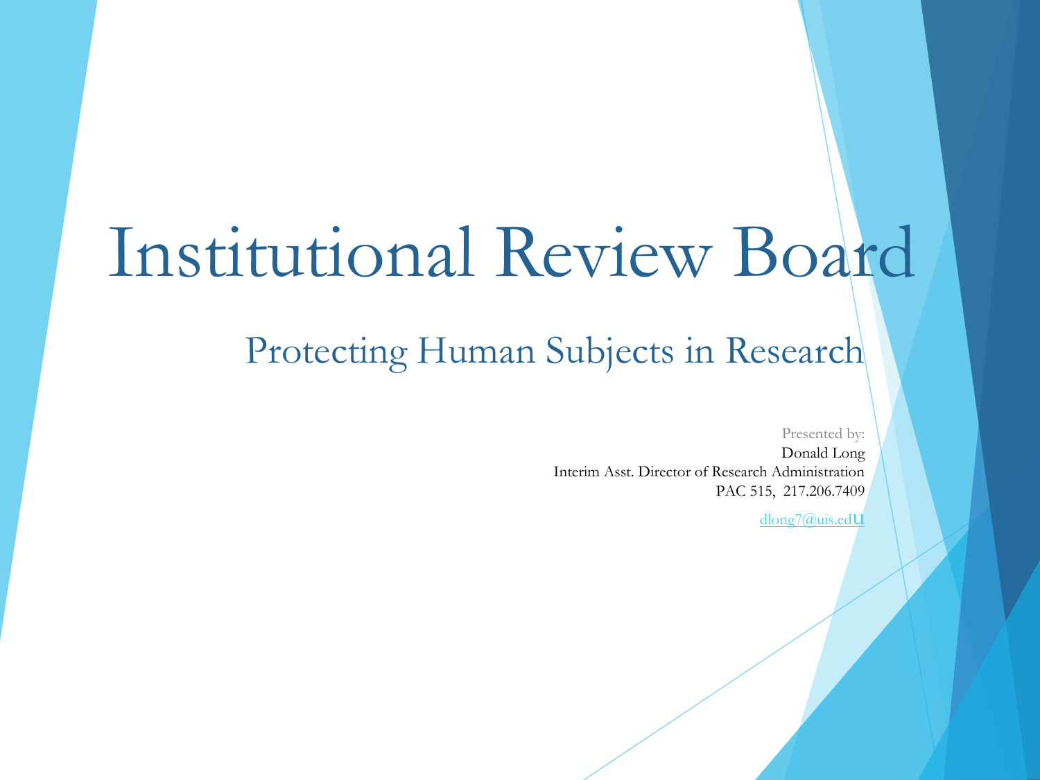# Institutional Review Board

## Protecting Human Subjects in Research

Presented by:
Donald Long
Interim Asst. Director of Research Administration
PAC 515, 217.206.7409

dlong7@uis.edu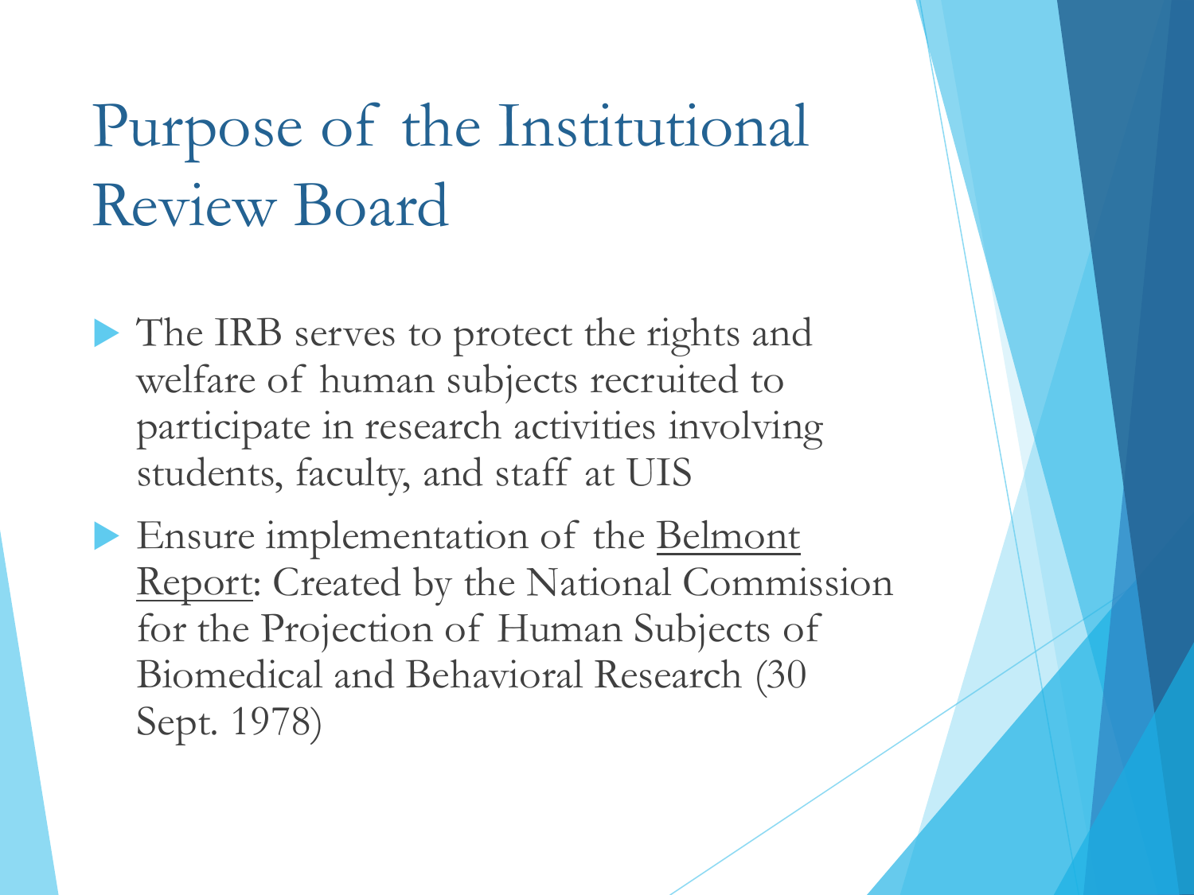# Purpose of the Institutional Review Board

- The IRB serves to protect the rights and welfare of human subjects recruited to participate in research activities involving students, faculty, and staff at UIS
- Ensure implementation of the Belmont Report: Created by the National Commission for the Projection of Human Subjects of Biomedical and Behavioral Research (30 Sept. 1978)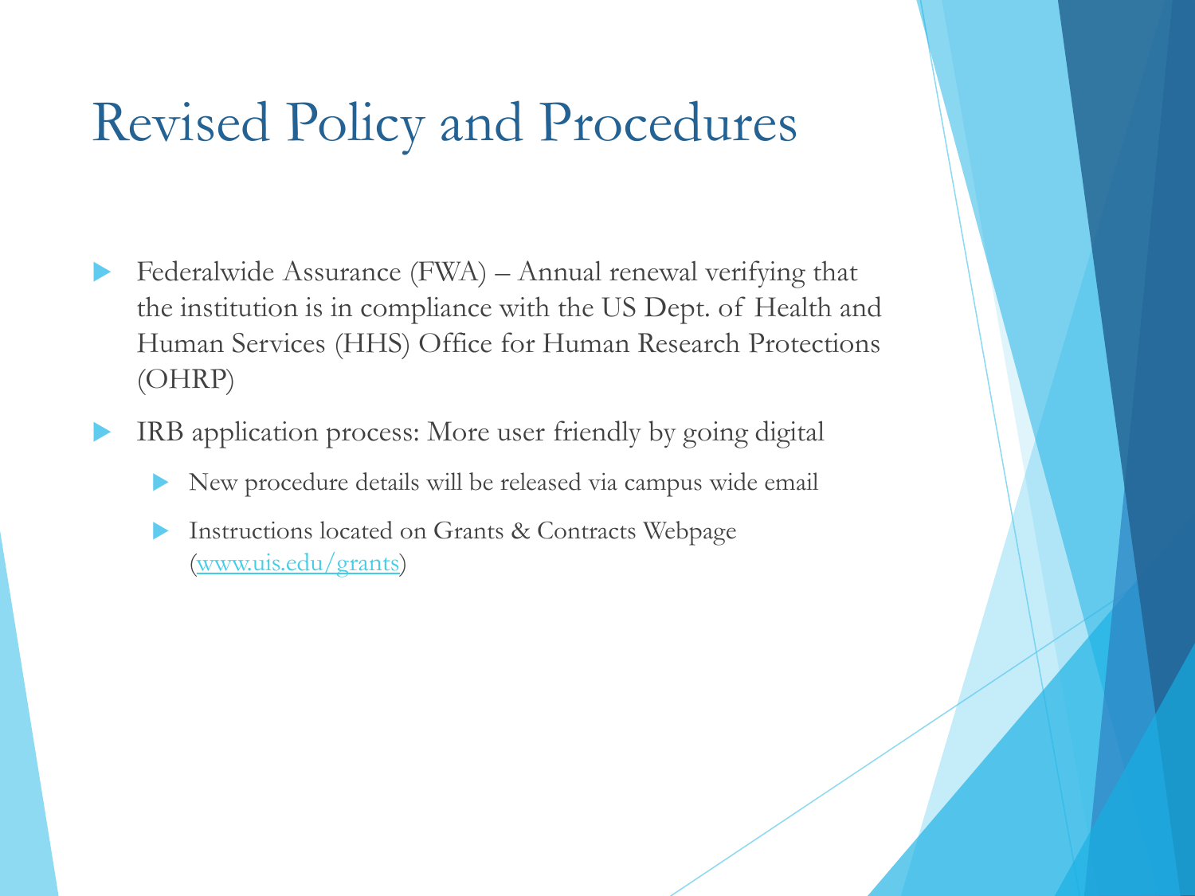# Revised Policy and Procedures

- Federalwide Assurance (FWA) – Annual renewal verifying that the institution is in compliance with the US Dept. of Health and Human Services (HHS) Office for Human Research Protections (OHRP)
- IRB application process: More user friendly by going digital
  - New procedure details will be released via campus wide email
  - Instructions located on Grants & Contracts Webpage (www.uis.edu/grants)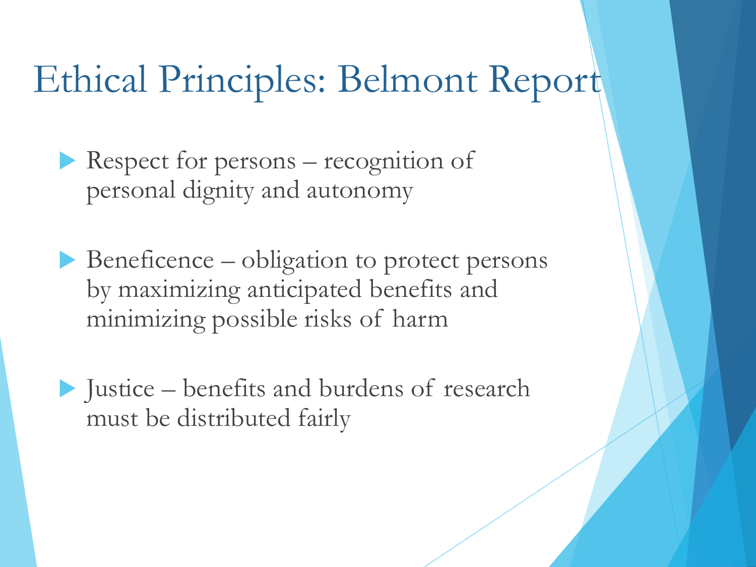# Ethical Principles: Belmont Report

- Respect for persons – recognition of personal dignity and autonomy

- Beneficence – obligation to protect persons by maximizing anticipated benefits and minimizing possible risks of harm

- Justice – benefits and burdens of research must be distributed fairly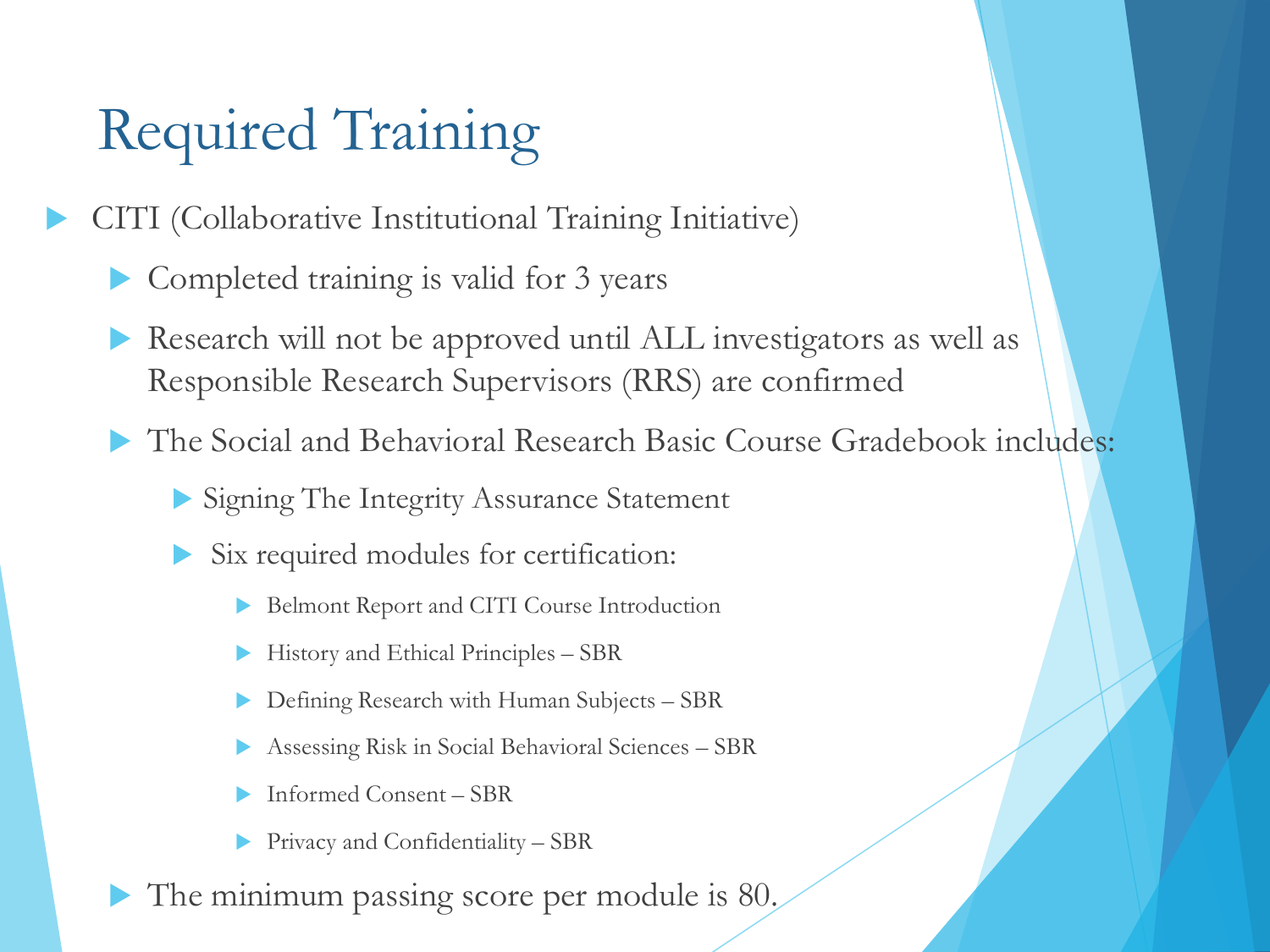# Required Training

- CITI (Collaborative Institutional Training Initiative)
  - Completed training is valid for 3 years
  - Research will not be approved until ALL investigators as well as Responsible Research Supervisors (RRS) are confirmed
  - The Social and Behavioral Research Basic Course Gradebook includes:
    - Signing The Integrity Assurance Statement
    - Six required modules for certification:
      - Belmont Report and CITI Course Introduction
      - History and Ethical Principles – SBR
      - Defining Research with Human Subjects – SBR
      - Assessing Risk in Social Behavioral Sciences – SBR
      - Informed Consent – SBR
      - Privacy and Confidentiality – SBR
  - The minimum passing score per module is 80.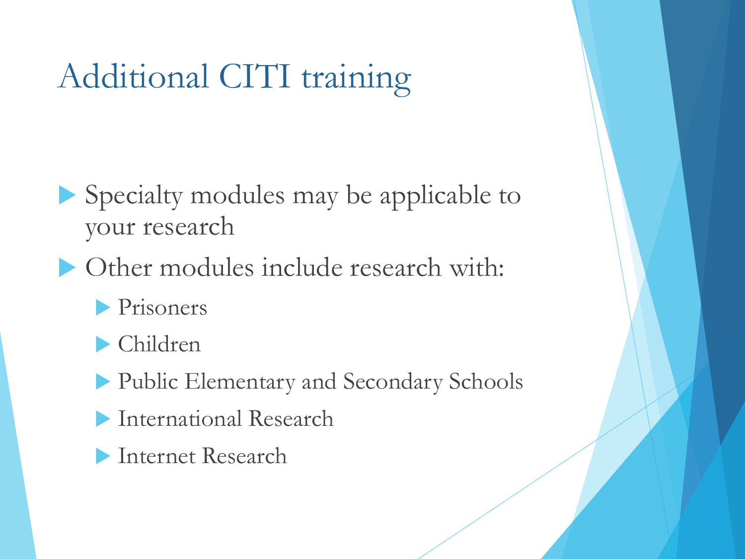# Additional CITI training

- Specialty modules may be applicable to your research
- Other modules include research with:
  - Prisoners
  - Children
  - Public Elementary and Secondary Schools
  - International Research
  - Internet Research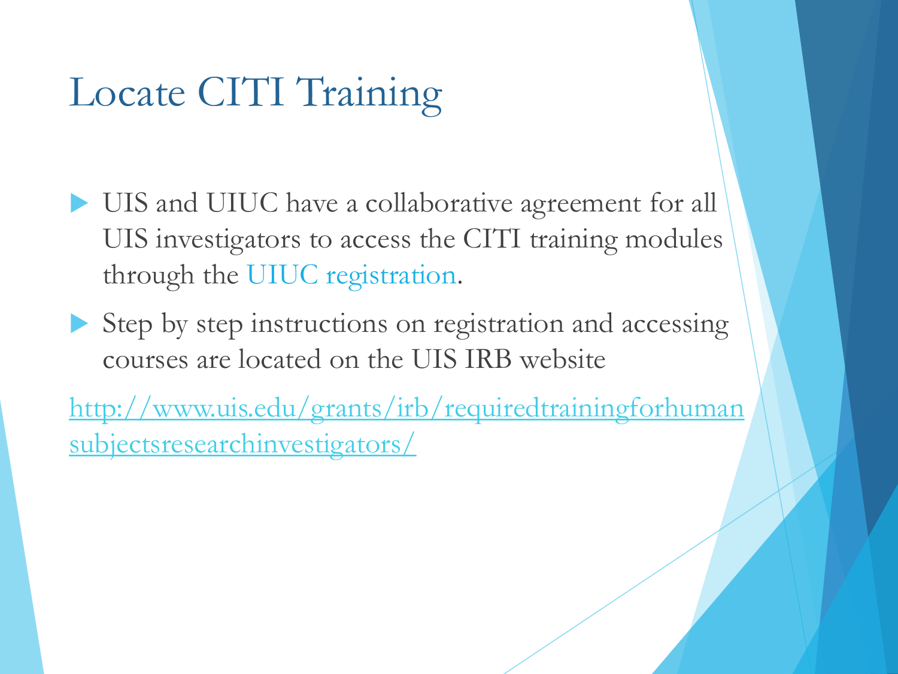# Locate CITI Training

- UIS and UIUC have a collaborative agreement for all UIS investigators to access the CITI training modules through the UIUC registration.
- Step by step instructions on registration and accessing courses are located on the UIS IRB website

http://www.uis.edu/grants/irb/requiredtrainingforhumansubjectsresearchinvestigators/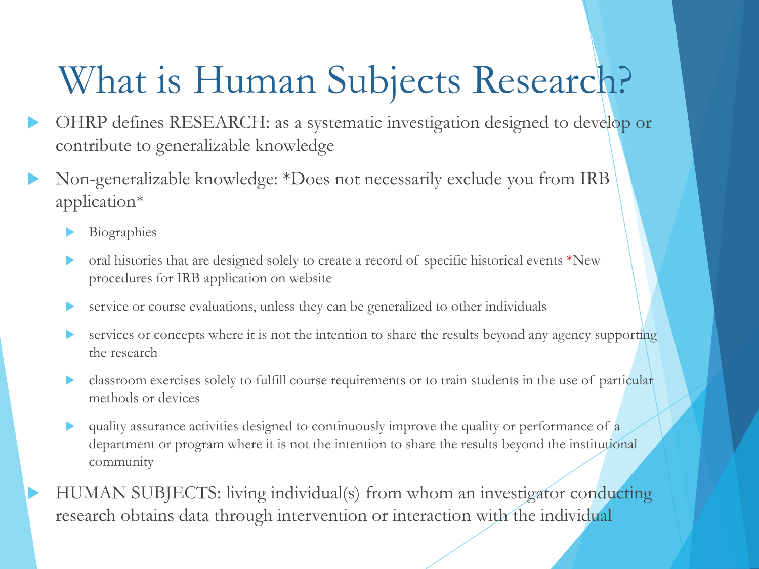# What is Human Subjects Research?

- OHRP defines RESEARCH: as a systematic investigation designed to develop or contribute to generalizable knowledge
- Non-generalizable knowledge: *Does not necessarily exclude you from IRB application*
  - Biographies
  - oral histories that are designed solely to create a record of specific historical events *New procedures for IRB application on website
  - service or course evaluations, unless they can be generalized to other individuals
  - services or concepts where it is not the intention to share the results beyond any agency supporting the research
  - classroom exercises solely to fulfill course requirements or to train students in the use of particular methods or devices
  - quality assurance activities designed to continuously improve the quality or performance of a department or program where it is not the intention to share the results beyond the institutional community
- HUMAN SUBJECTS: living individual(s) from whom an investigator conducting research obtains data through intervention or interaction with the individual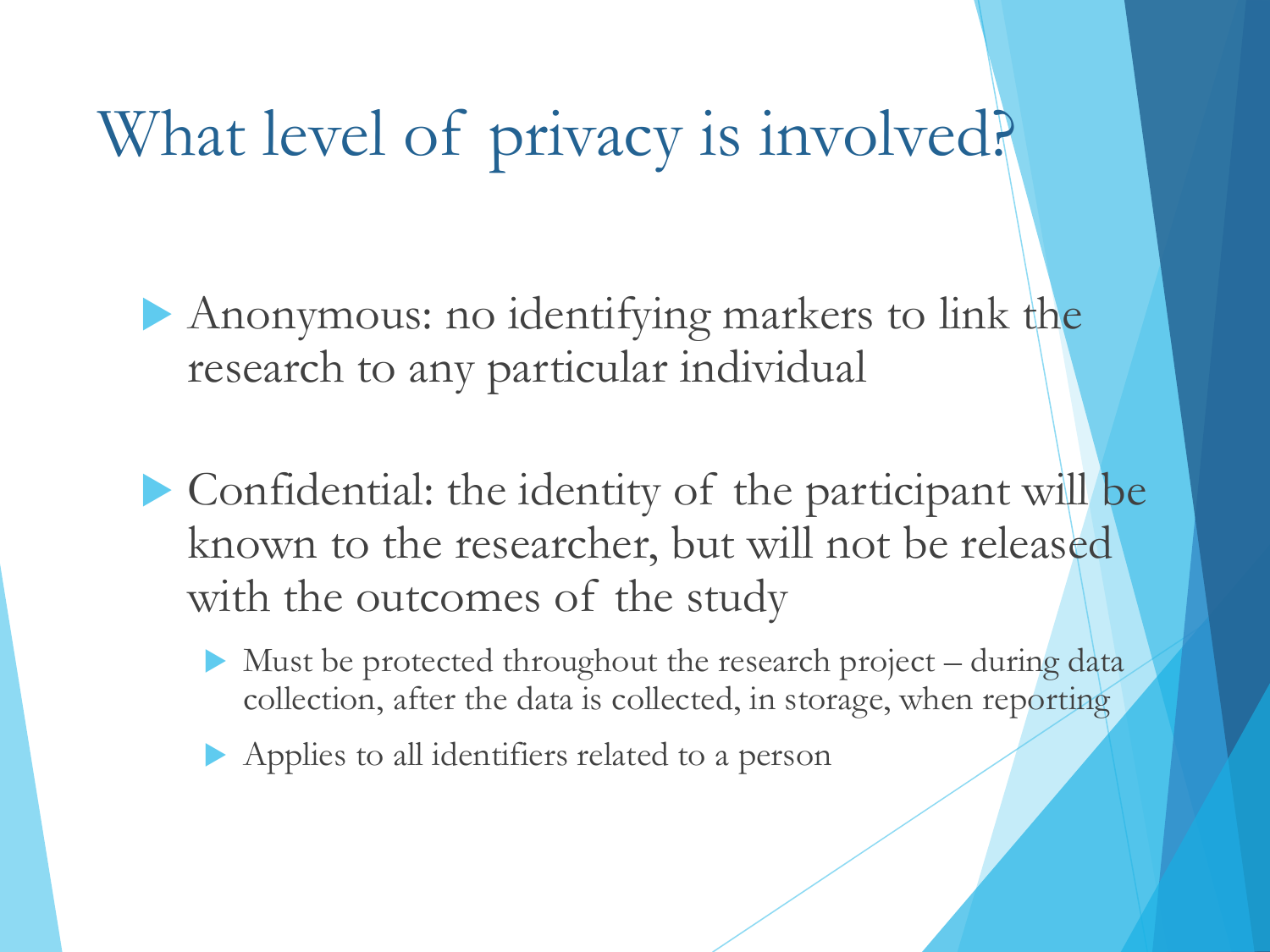# What level of privacy is involved?

- Anonymous: no identifying markers to link the research to any particular individual
- Confidential: the identity of the participant will be known to the researcher, but will not be released with the outcomes of the study
  - Must be protected throughout the research project – during data collection, after the data is collected, in storage, when reporting
  - Applies to all identifiers related to a person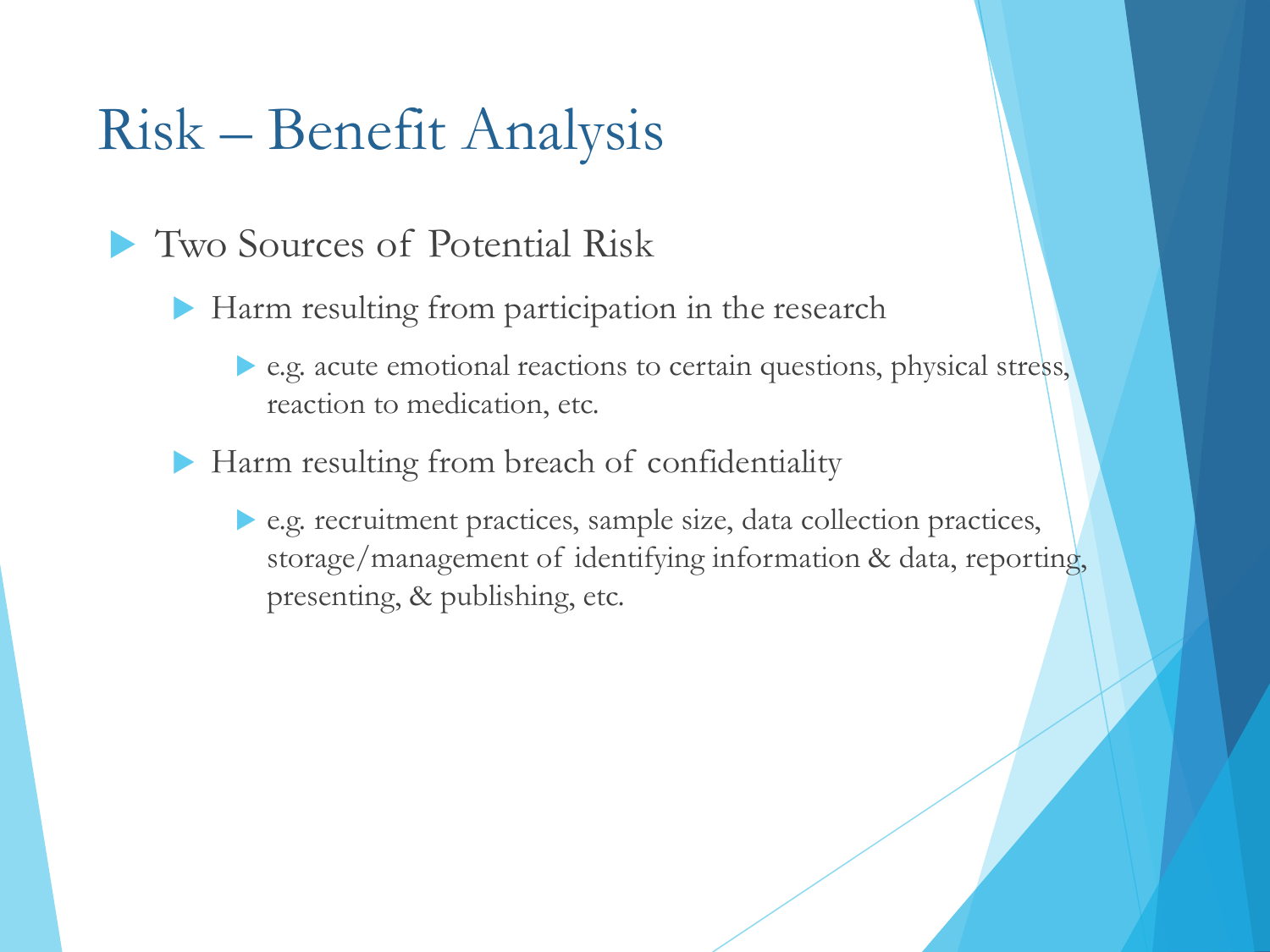# Risk – Benefit Analysis

- Two Sources of Potential Risk
  - Harm resulting from participation in the research
    - e.g. acute emotional reactions to certain questions, physical stress, reaction to medication, etc.
  - Harm resulting from breach of confidentiality
    - e.g. recruitment practices, sample size, data collection practices, storage/management of identifying information & data, reporting, presenting, & publishing, etc.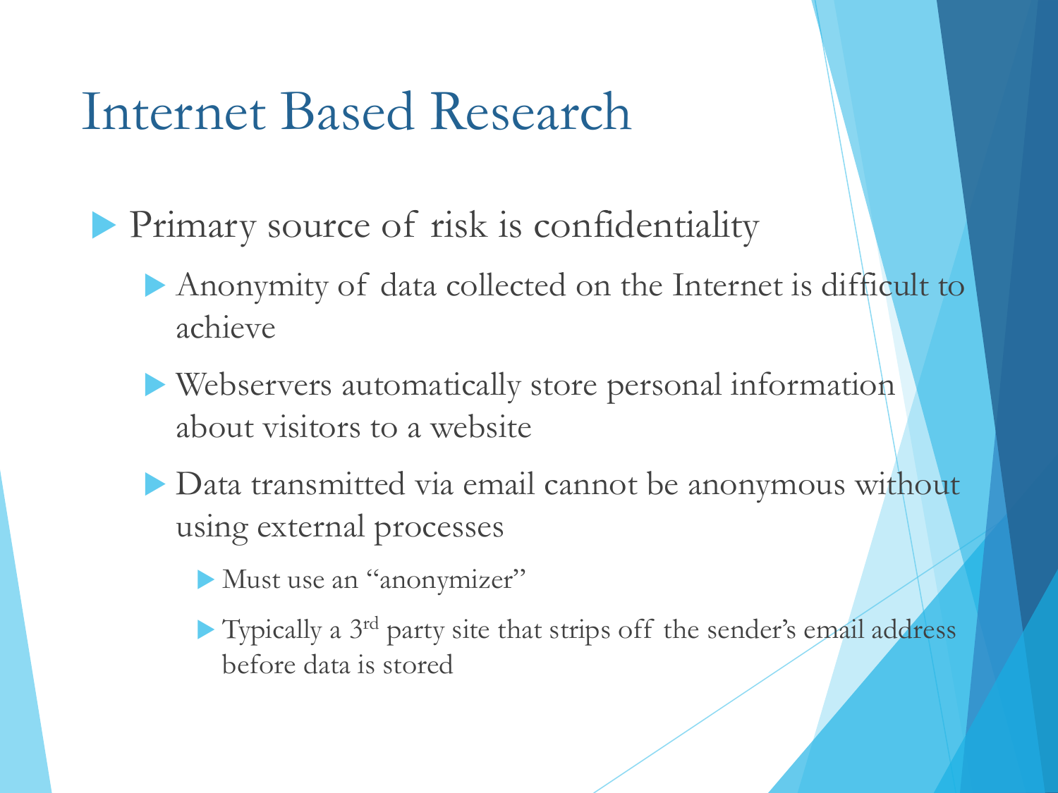# Internet Based Research

- Primary source of risk is confidentiality
  - Anonymity of data collected on the Internet is difficult to achieve
  - Webservers automatically store personal information about visitors to a website
  - Data transmitted via email cannot be anonymous without using external processes
    - Must use an "anonymizer"
    - Typically a 3rd party site that strips off the sender's email address before data is stored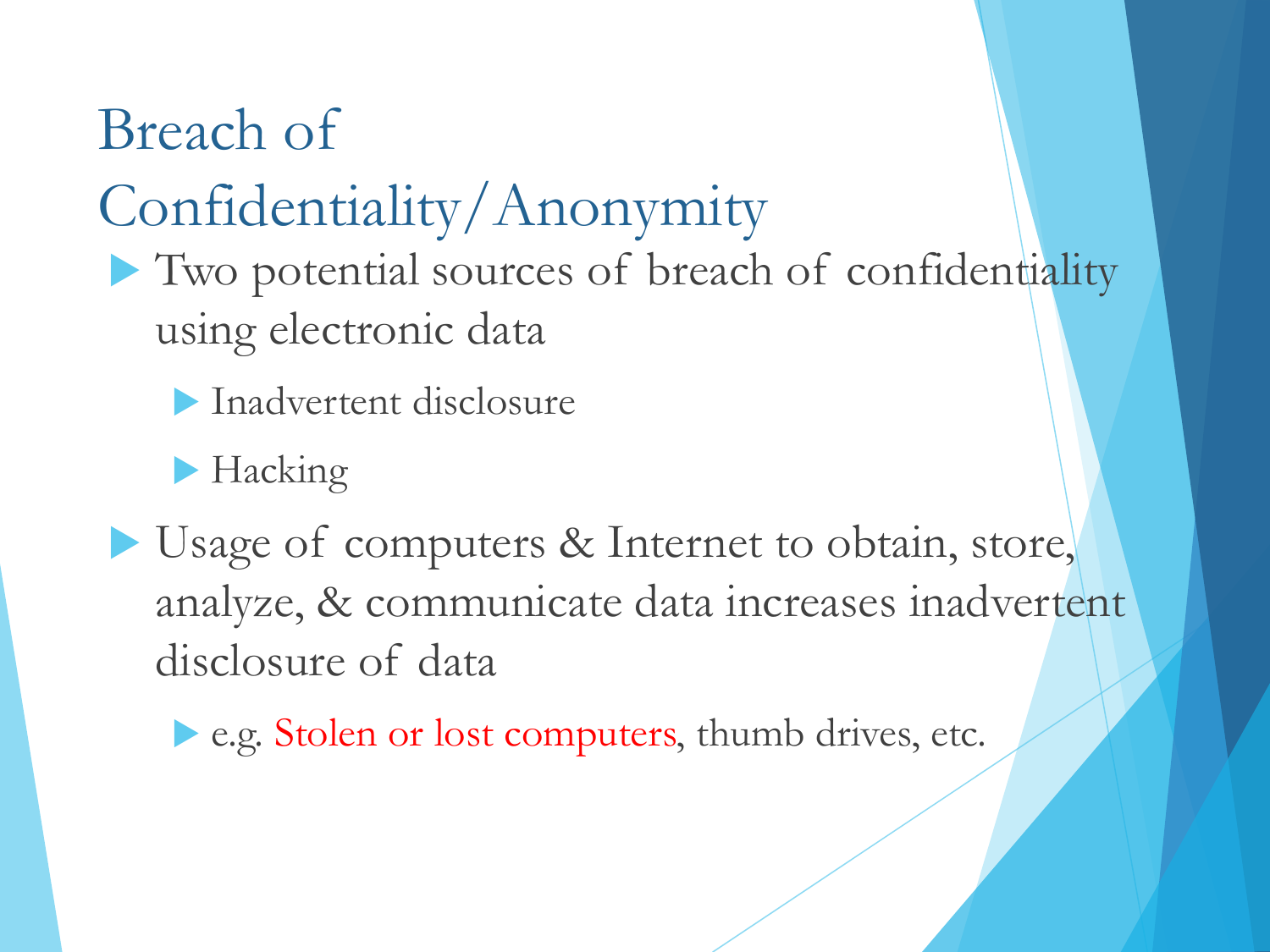# Breach of Confidentiality/Anonymity

- Two potential sources of breach of confidentiality using electronic data
  - Inadvertent disclosure
  - Hacking
- Usage of computers & Internet to obtain, store, analyze, & communicate data increases inadvertent disclosure of data
  - e.g. Stolen or lost computers, thumb drives, etc.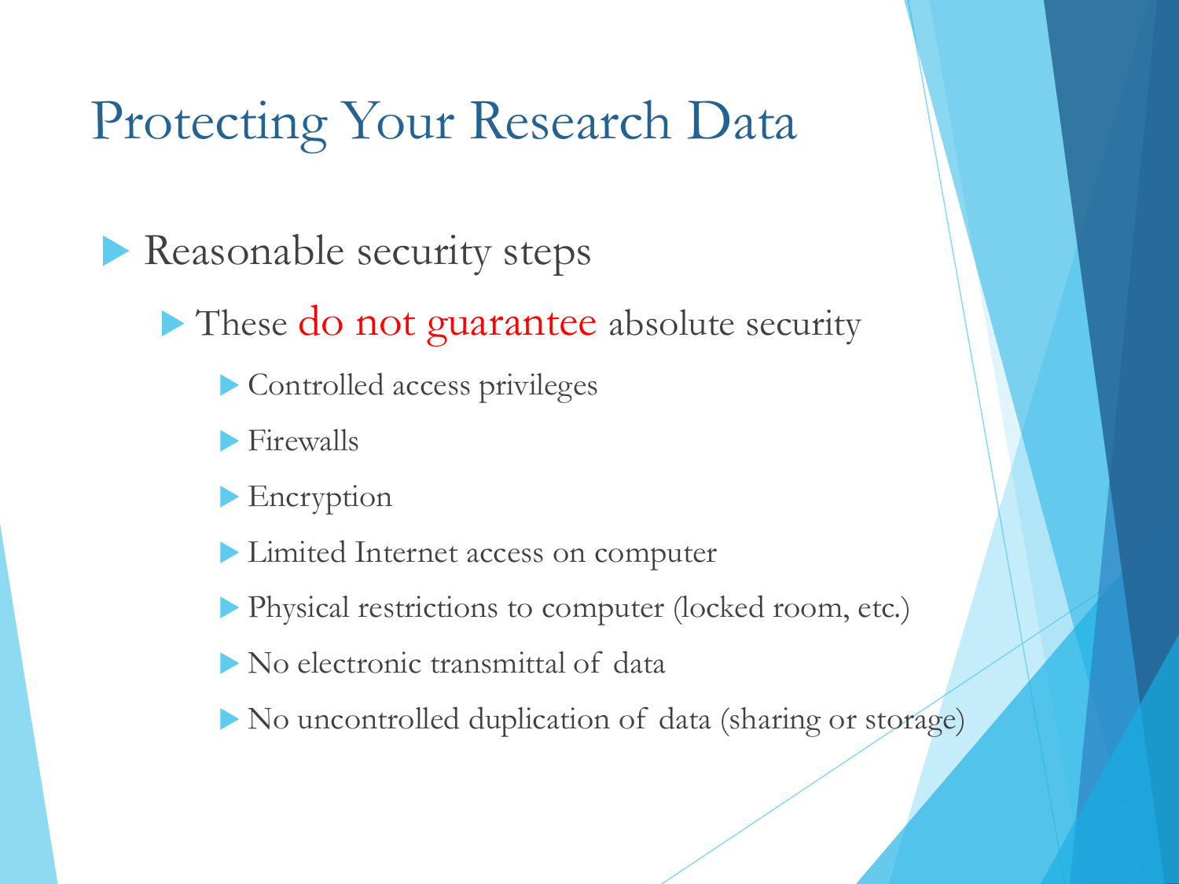# Protecting Your Research Data

- Reasonable security steps
  - These do not guarantee absolute security
    - Controlled access privileges
    - Firewalls
    - Encryption
    - Limited Internet access on computer
    - Physical restrictions to computer (locked room, etc.)
    - No electronic transmittal of data
    - No uncontrolled duplication of data (sharing or storage)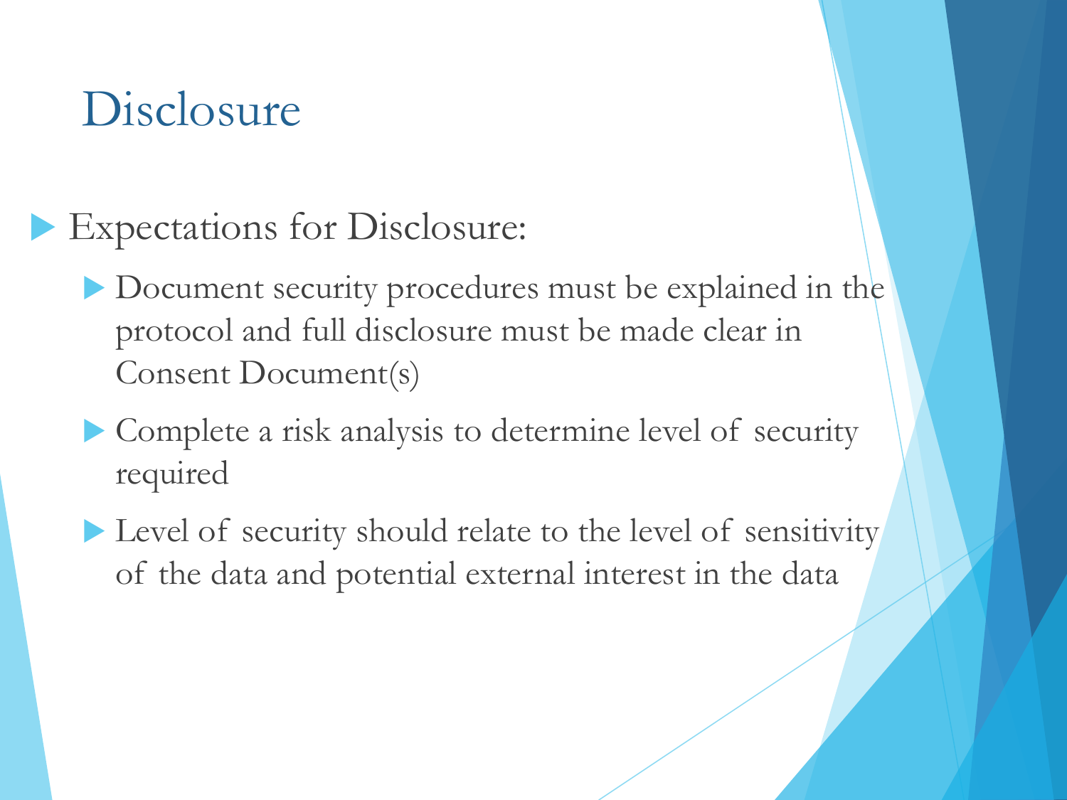# Disclosure

- Expectations for Disclosure:
  - Document security procedures must be explained in the protocol and full disclosure must be made clear in Consent Document(s)
  - Complete a risk analysis to determine level of security required
  - Level of security should relate to the level of sensitivity of the data and potential external interest in the data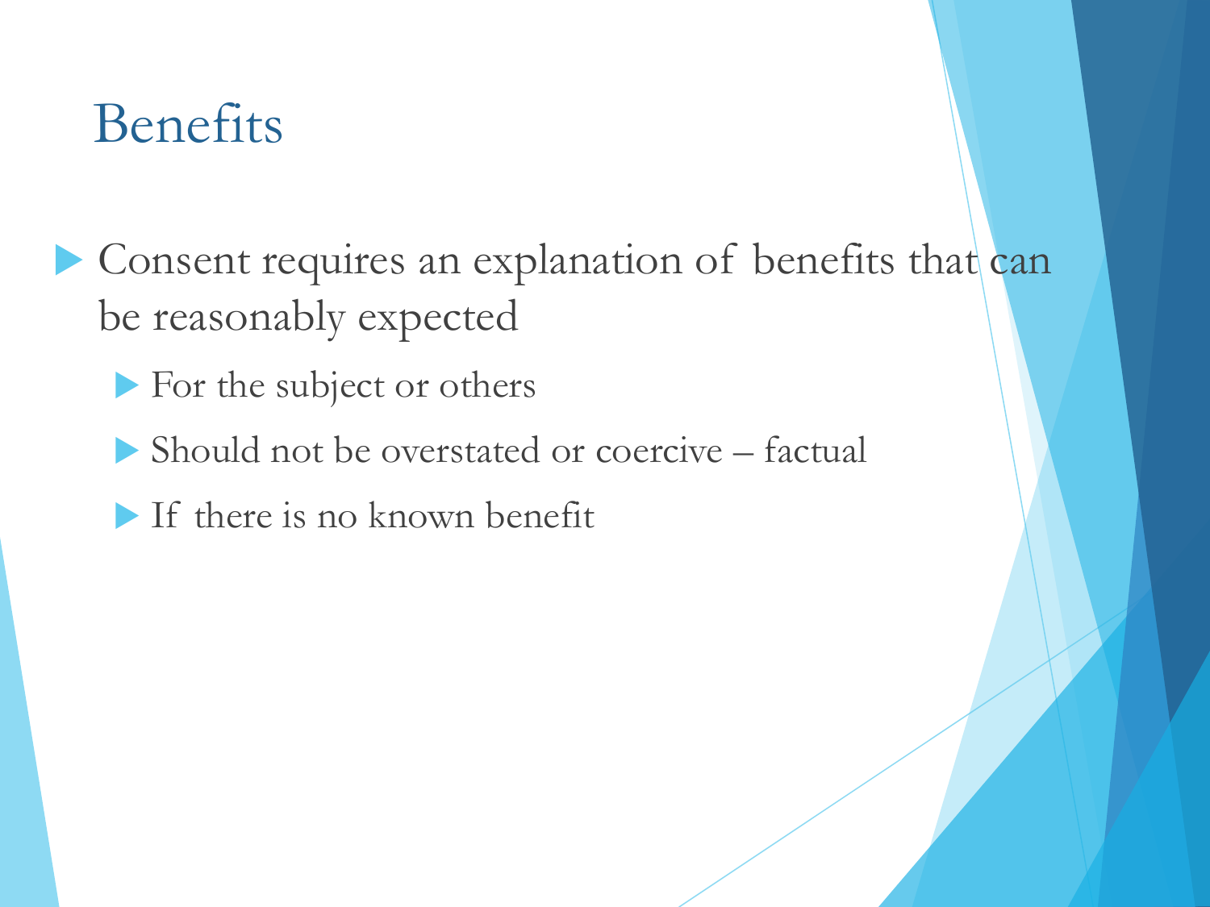# Benefits

- Consent requires an explanation of benefits that can be reasonably expected
  - For the subject or others
  - Should not be overstated or coercive – factual
  - If there is no known benefit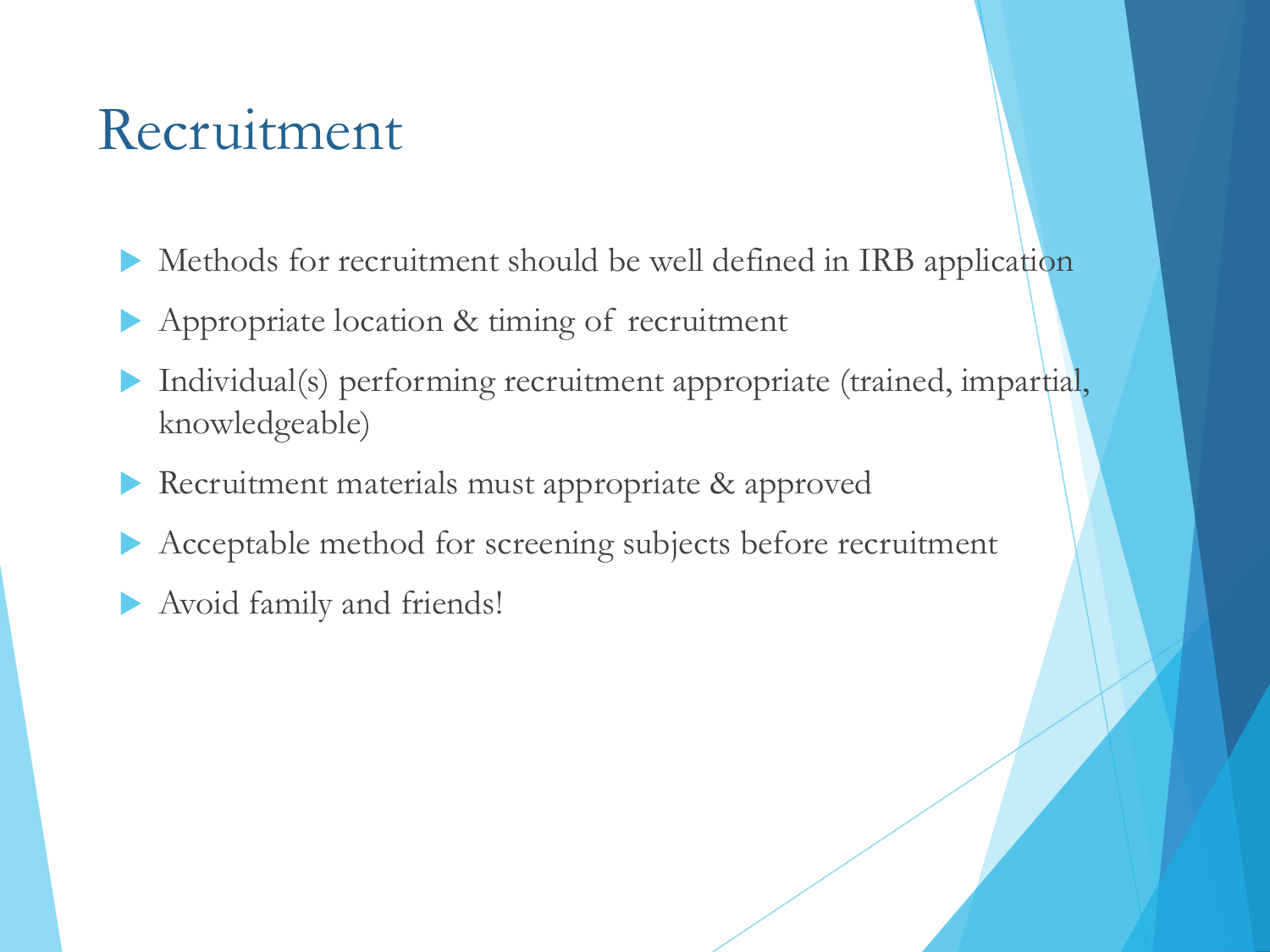# Recruitment

- Methods for recruitment should be well defined in IRB application
- Appropriate location & timing of recruitment
- Individual(s) performing recruitment appropriate (trained, impartial, knowledgeable)
- Recruitment materials must appropriate & approved
- Acceptable method for screening subjects before recruitment
- Avoid family and friends!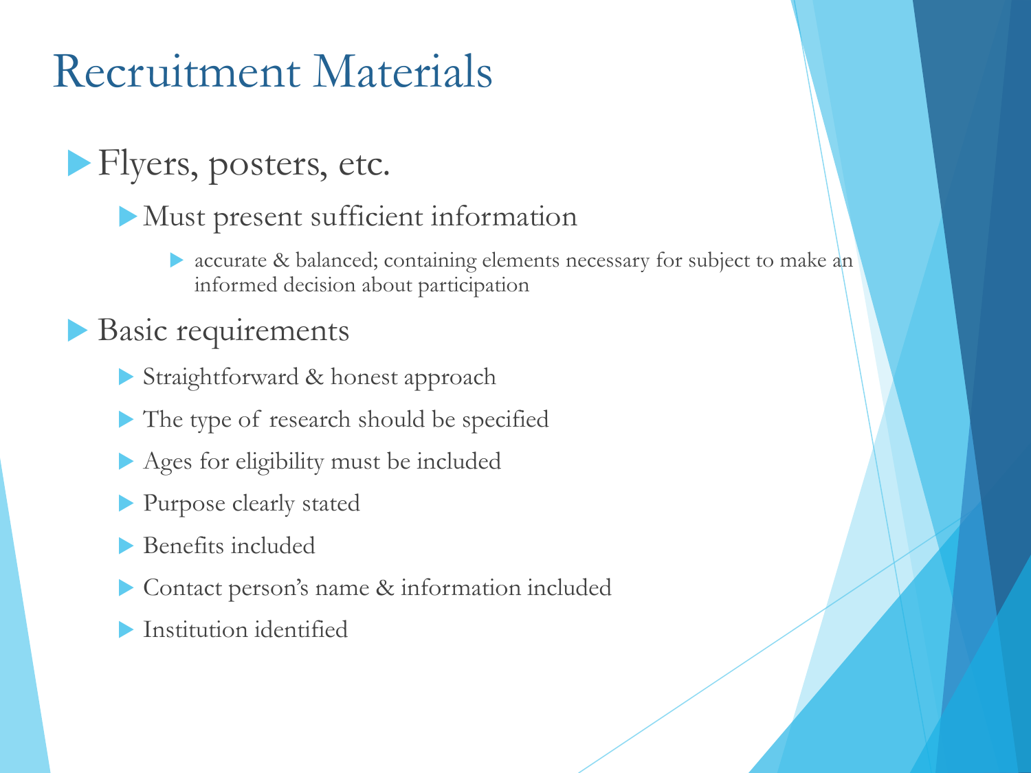# Recruitment Materials

- Flyers, posters, etc.
  - Must present sufficient information
    - accurate & balanced; containing elements necessary for subject to make an informed decision about participation
- Basic requirements
  - Straightforward & honest approach
  - The type of research should be specified
  - Ages for eligibility must be included
  - Purpose clearly stated
  - Benefits included
  - Contact person's name & information included
  - Institution identified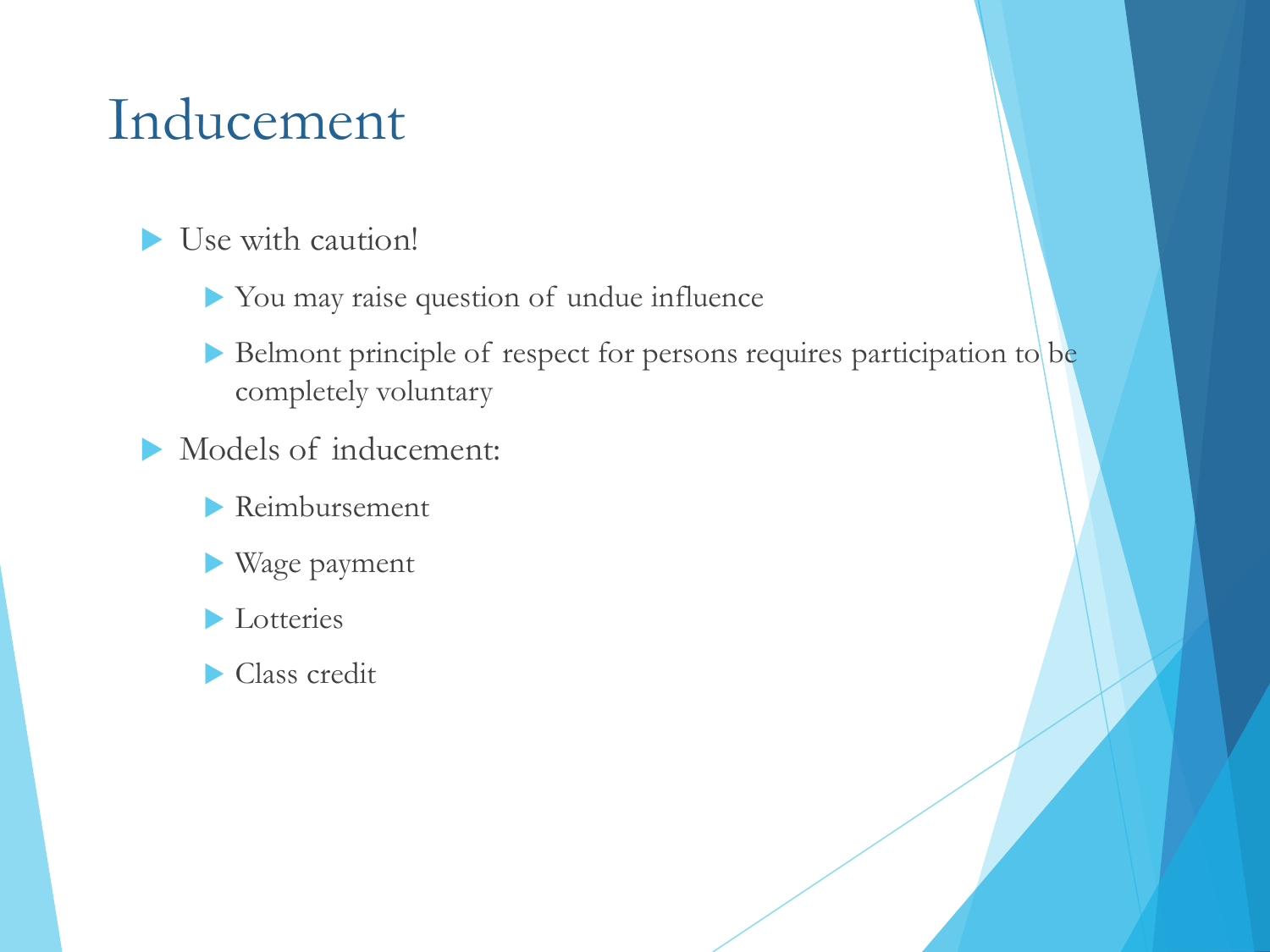# Inducement

- Use with caution!
  - You may raise question of undue influence
  - Belmont principle of respect for persons requires participation to be completely voluntary
- Models of inducement:
  - Reimbursement
  - Wage payment
  - Lotteries
  - Class credit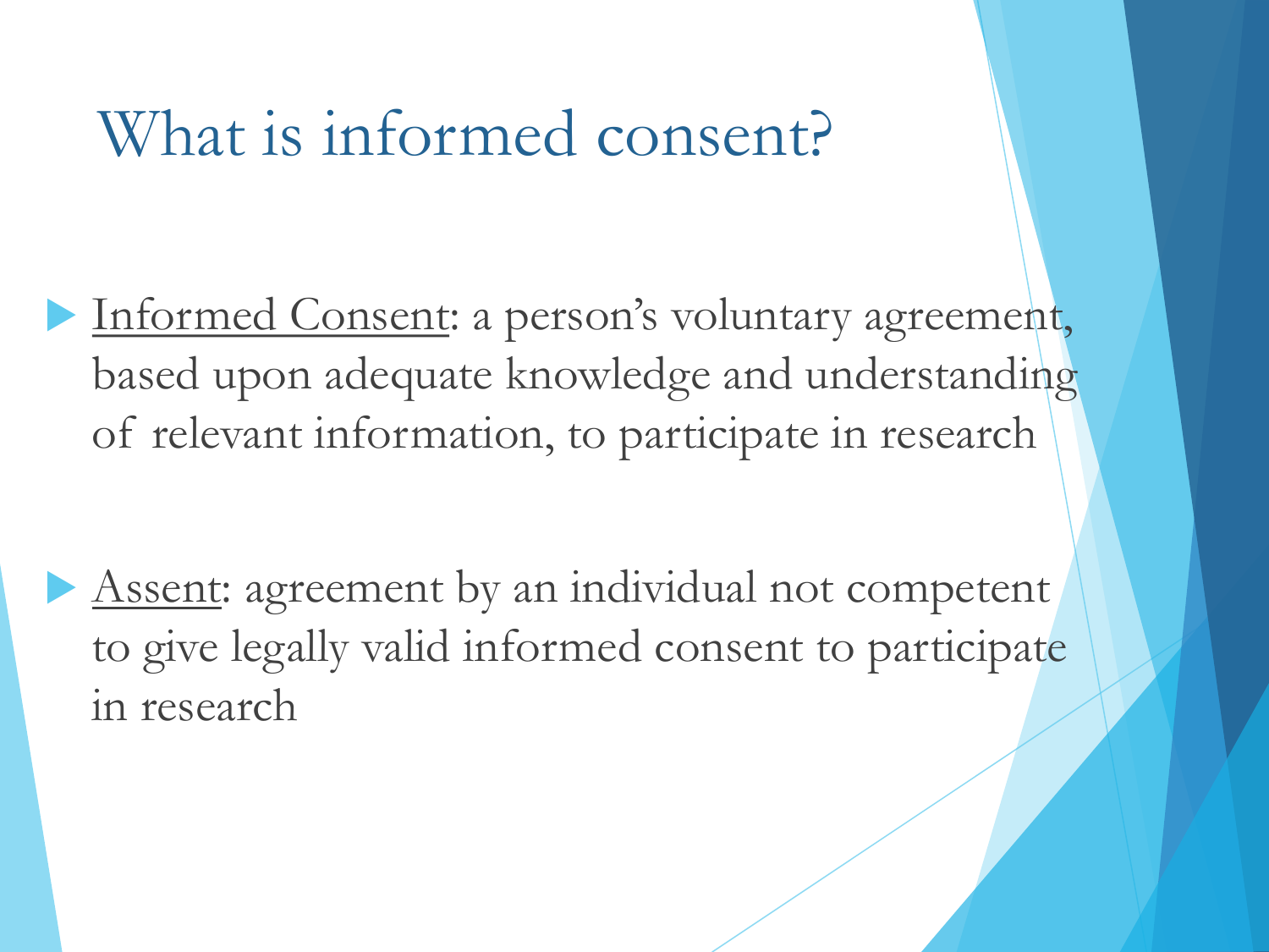# What is informed consent?

- Informed Consent: a person's voluntary agreement, based upon adequate knowledge and understanding of relevant information, to participate in research

- Assent: agreement by an individual not competent to give legally valid informed consent to participate in research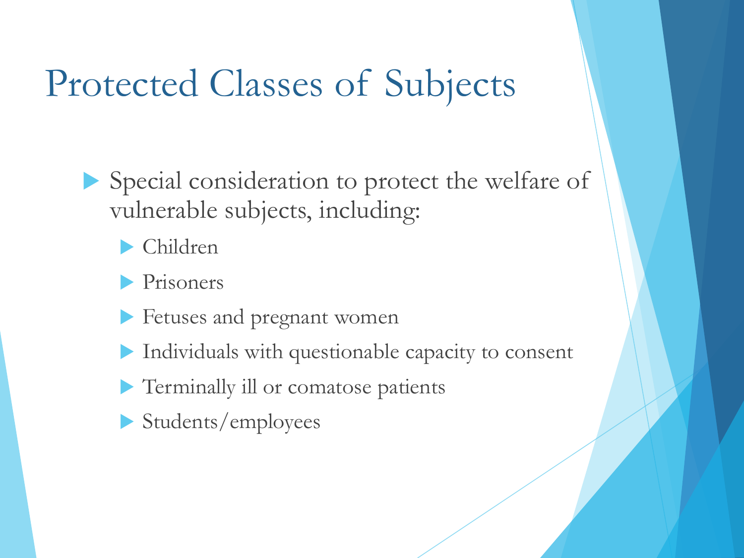# Protected Classes of Subjects

- Special consideration to protect the welfare of vulnerable subjects, including:
  - Children
  - Prisoners
  - Fetuses and pregnant women
  - Individuals with questionable capacity to consent
  - Terminally ill or comatose patients
  - Students/employees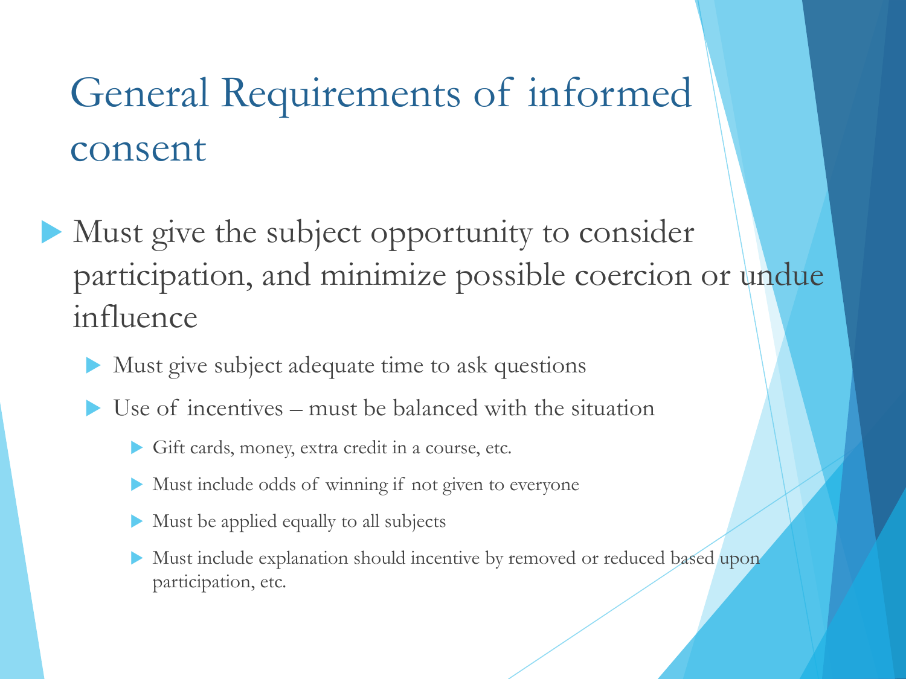# General Requirements of informed consent

- Must give the subject opportunity to consider participation, and minimize possible coercion or undue influence
  - Must give subject adequate time to ask questions
  - Use of incentives – must be balanced with the situation
    - Gift cards, money, extra credit in a course, etc.
    - Must include odds of winning if not given to everyone
    - Must be applied equally to all subjects
    - Must include explanation should incentive by removed or reduced based upon participation, etc.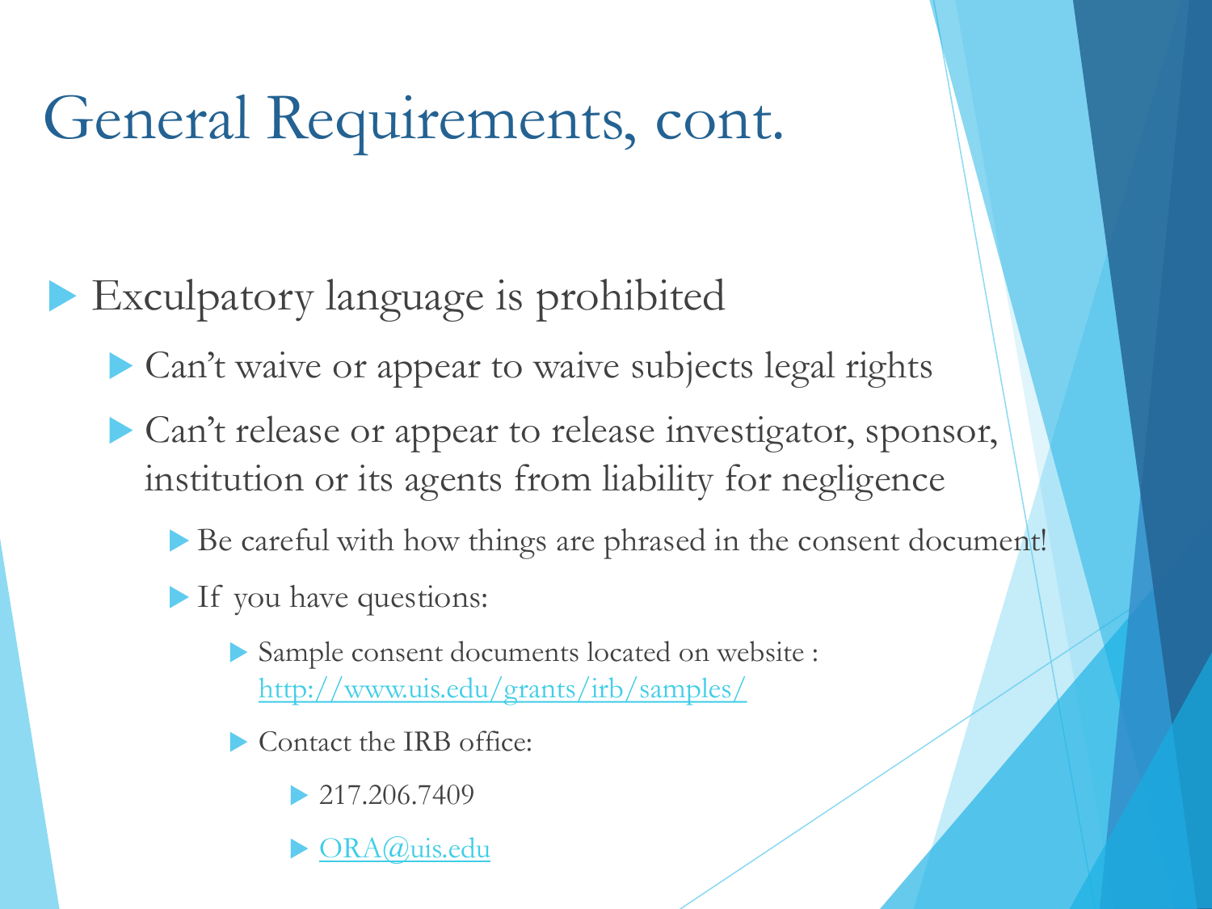# General Requirements, cont.

- Exculpatory language is prohibited
  - Can't waive or appear to waive subjects legal rights
  - Can't release or appear to release investigator, sponsor, institution or its agents from liability for negligence
    - Be careful with how things are phrased in the consent document!
    - If you have questions:
      - Sample consent documents located on website : http://www.uis.edu/grants/irb/samples/
      - Contact the IRB office:
        - 217.206.7409
        - ORA@uis.edu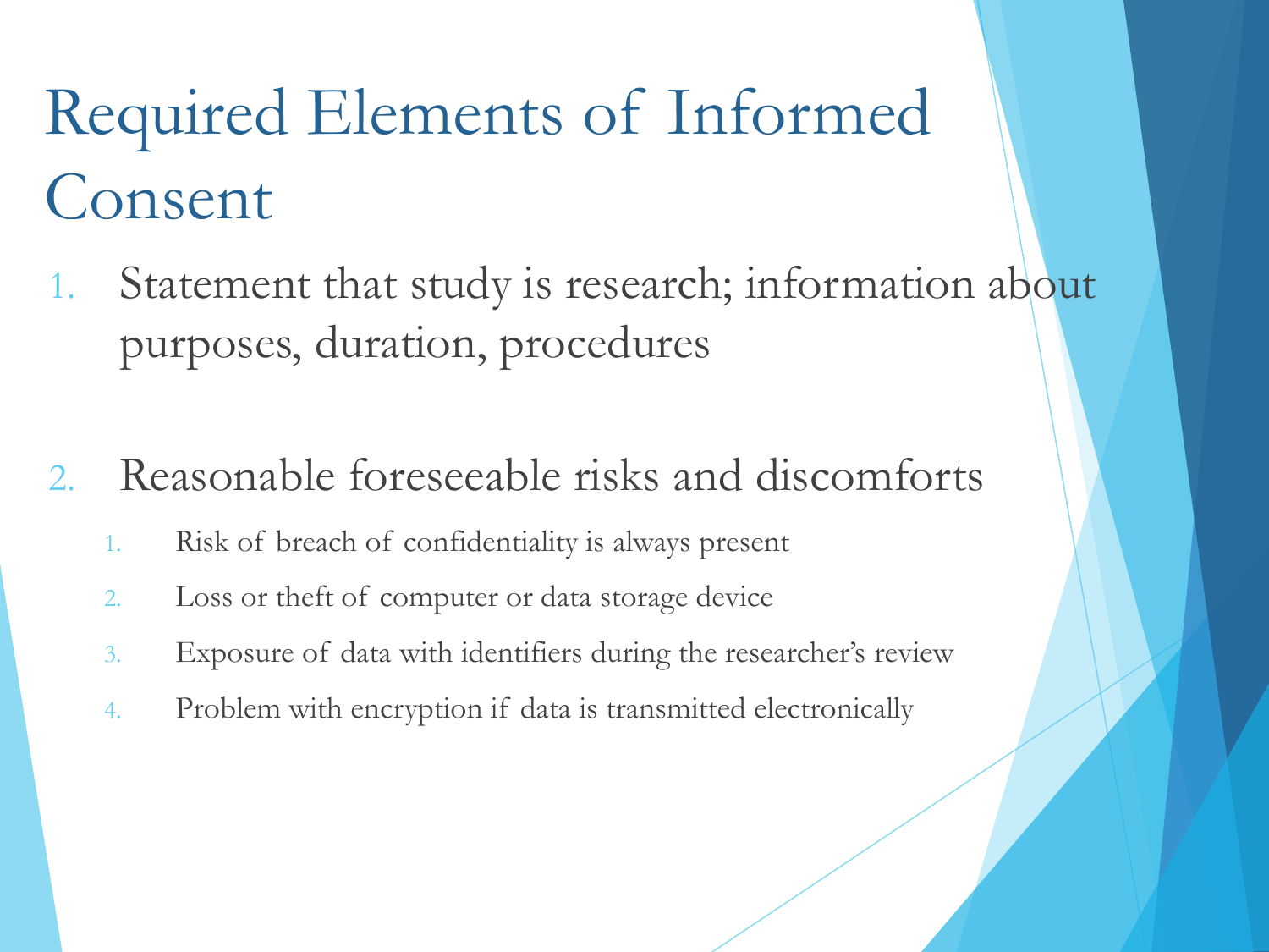# Required Elements of Informed Consent

1. Statement that study is research; information about purposes, duration, procedures

2. Reasonable foreseeable risks and discomforts
    1. Risk of breach of confidentiality is always present
    2. Loss or theft of computer or data storage device
    3. Exposure of data with identifiers during the researcher's review
    4. Problem with encryption if data is transmitted electronically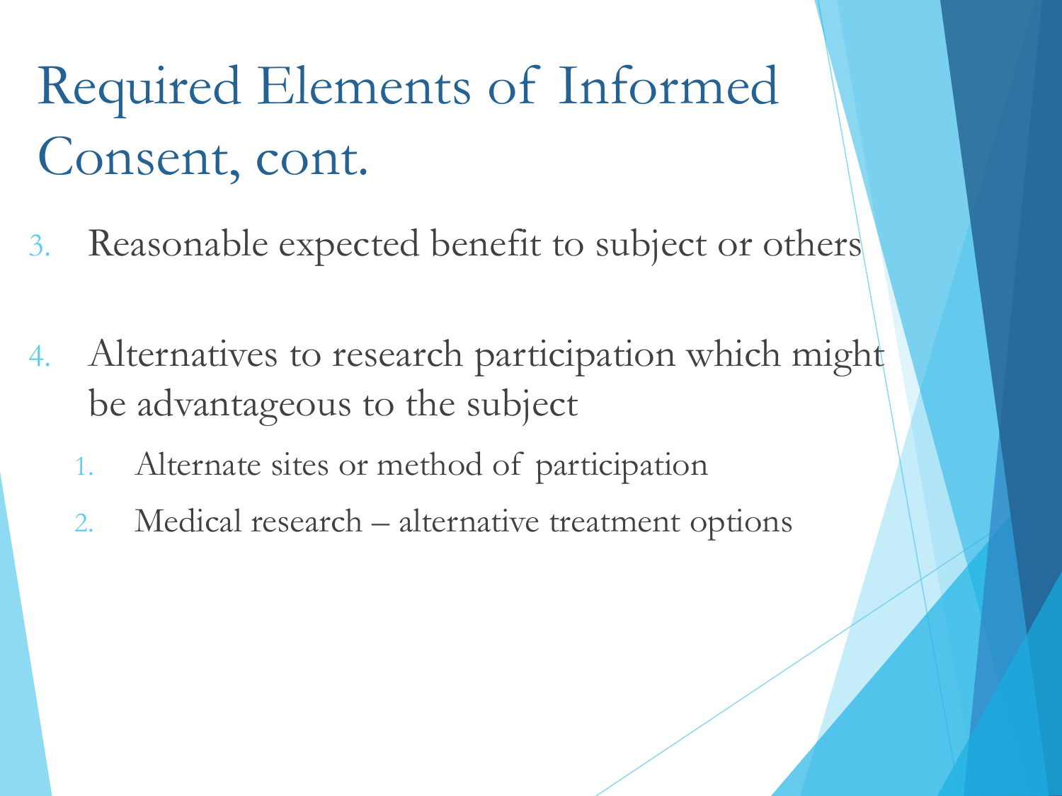# Required Elements of Informed Consent, cont.

3. Reasonable expected benefit to subject or others

4. Alternatives to research participation which might be advantageous to the subject
   1. Alternate sites or method of participation
   2. Medical research – alternative treatment options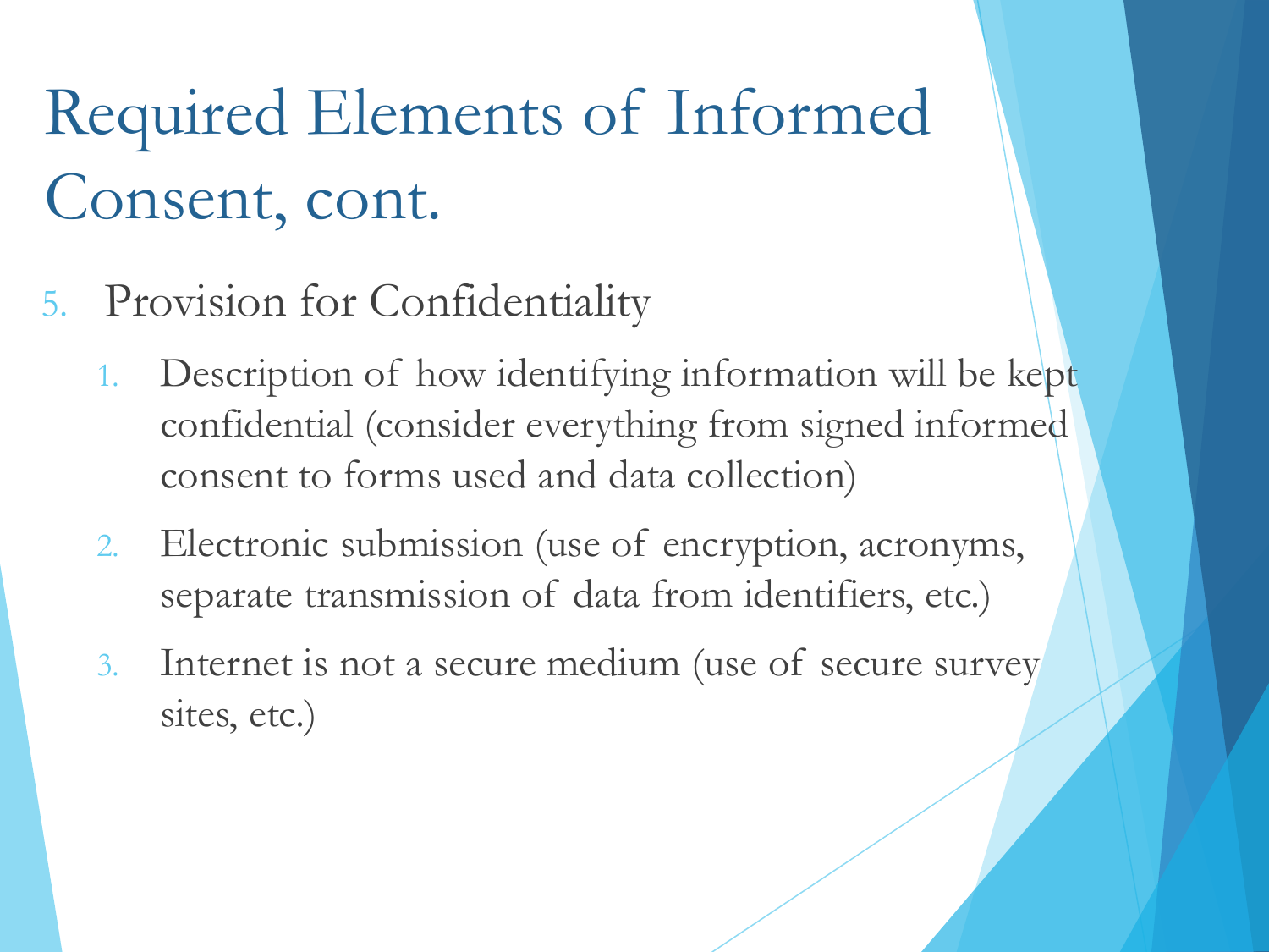# Required Elements of Informed Consent, cont.

5. Provision for Confidentiality
    1. Description of how identifying information will be kept confidential (consider everything from signed informed consent to forms used and data collection)
    2. Electronic submission (use of encryption, acronyms, separate transmission of data from identifiers, etc.)
    3. Internet is not a secure medium (use of secure survey sites, etc.)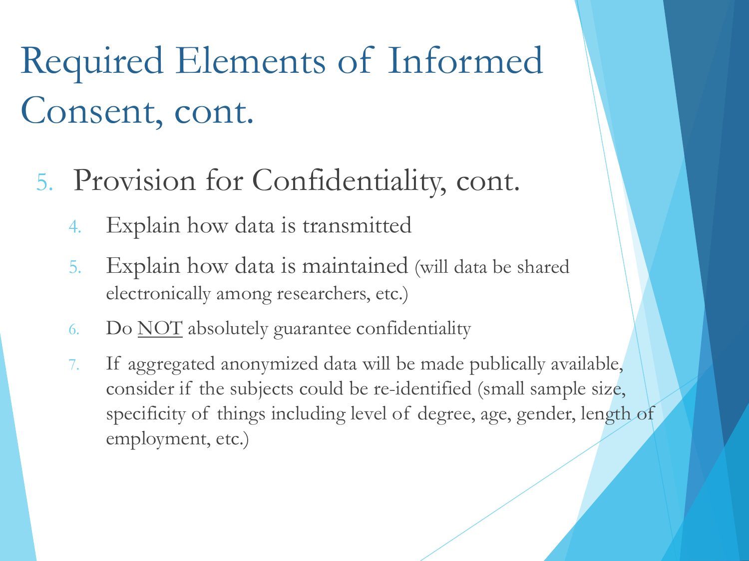# Required Elements of Informed Consent, cont.

5. Provision for Confidentiality, cont.
    4. Explain how data is transmitted
    5. Explain how data is maintained (will data be shared electronically among researchers, etc.)
    6. Do <u>NOT</u> absolutely guarantee confidentiality
    7. If aggregated anonymized data will be made publically available, consider if the subjects could be re-identified (small sample size, specificity of things including level of degree, age, gender, length of employment, etc.)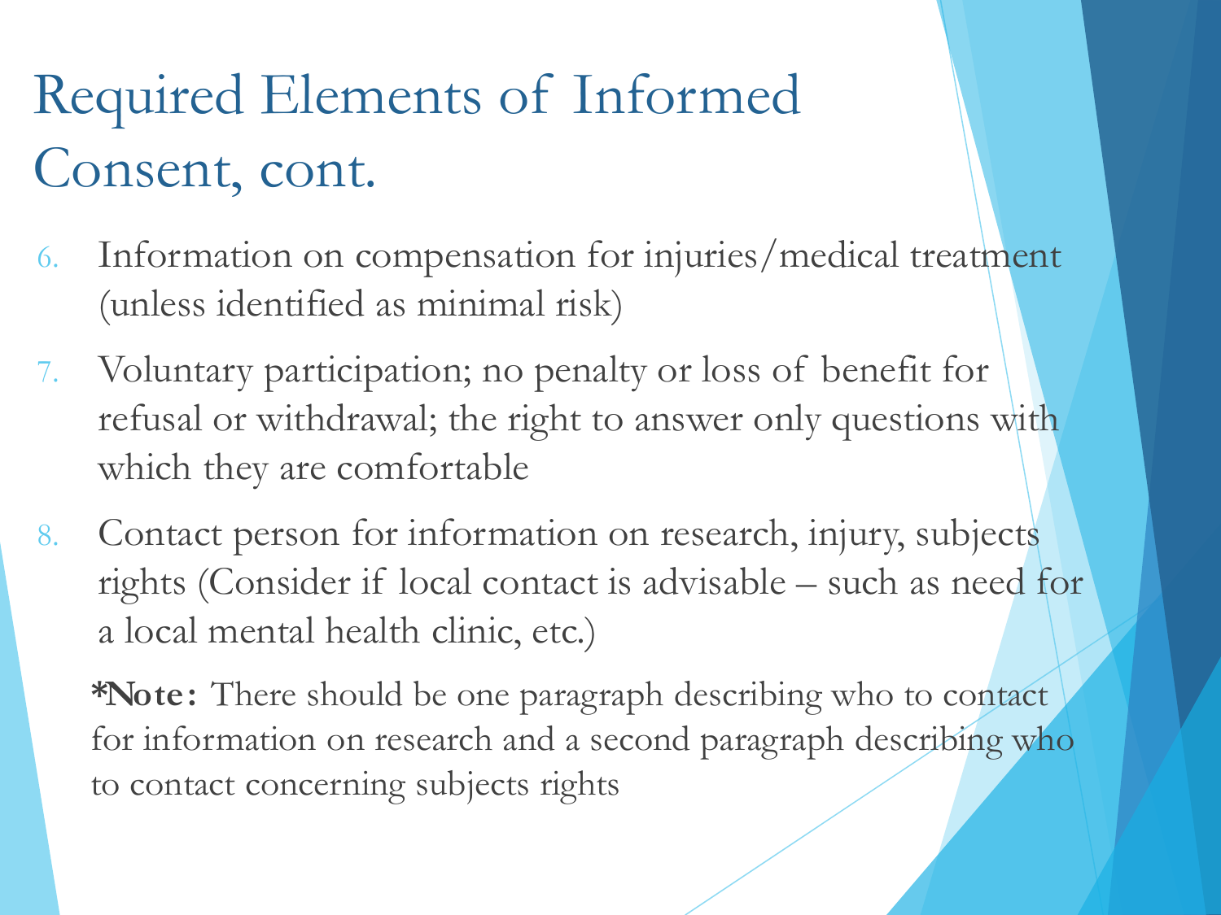# Required Elements of Informed Consent, cont.

6. Information on compensation for injuries/medical treatment (unless identified as minimal risk)
7. Voluntary participation; no penalty or loss of benefit for refusal or withdrawal; the right to answer only questions with which they are comfortable
8. Contact person for information on research, injury, subjects rights (Consider if local contact is advisable – such as need for a local mental health clinic, etc.)

***Note:** There should be one paragraph describing who to contact for information on research and a second paragraph describing who to contact concerning subjects rights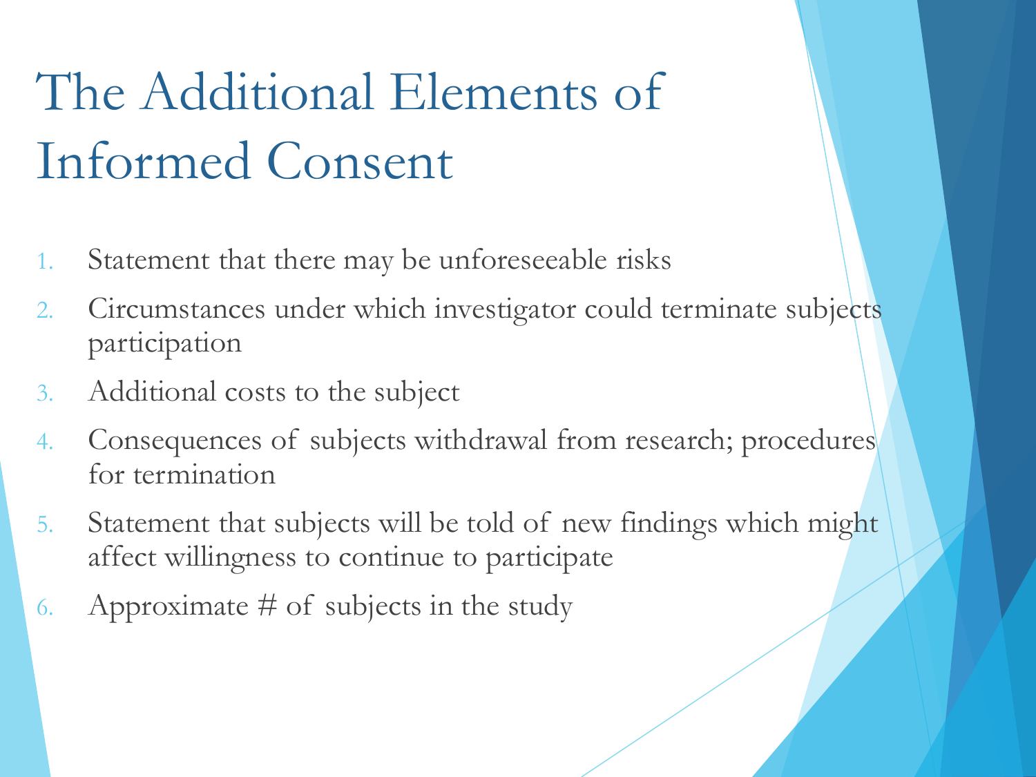# The Additional Elements of Informed Consent

1. Statement that there may be unforeseeable risks
2. Circumstances under which investigator could terminate subjects participation
3. Additional costs to the subject
4. Consequences of subjects withdrawal from research; procedures for termination
5. Statement that subjects will be told of new findings which might affect willingness to continue to participate
6. Approximate # of subjects in the study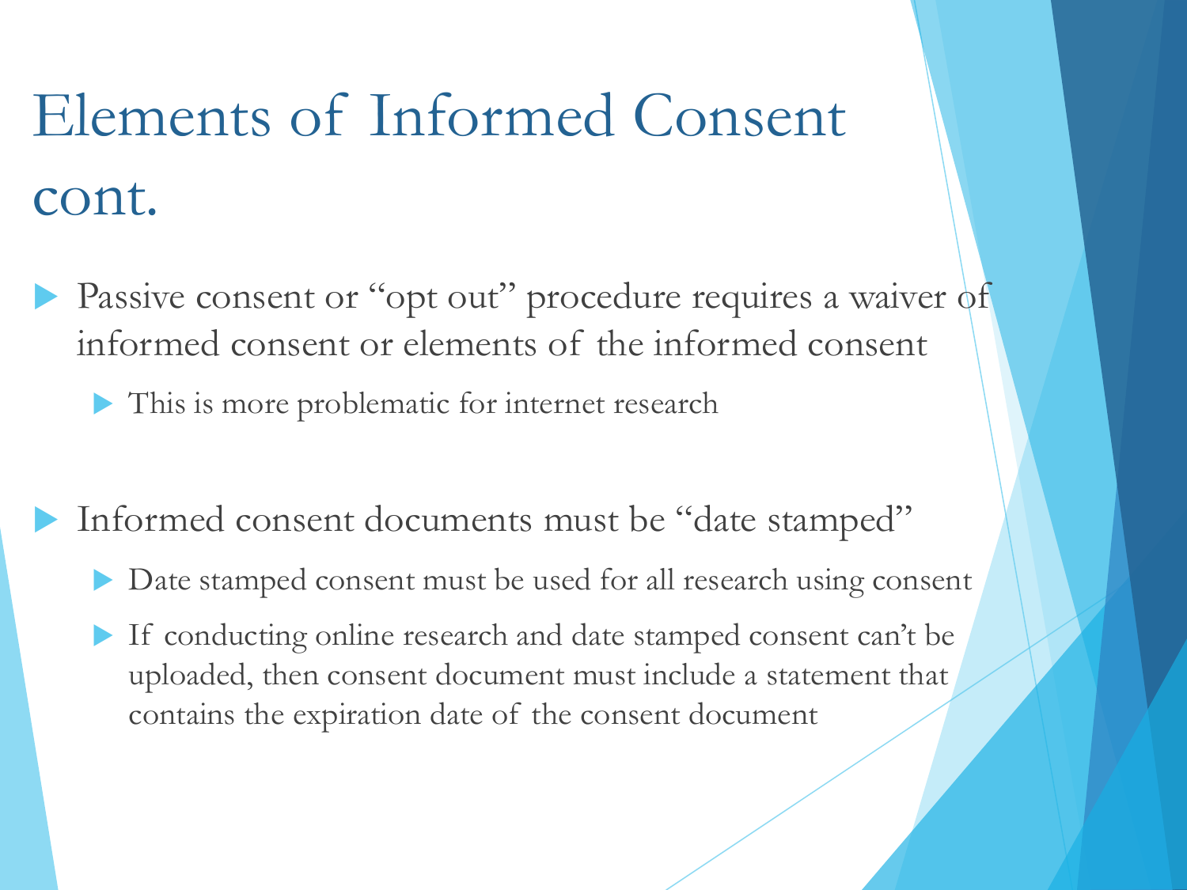# Elements of Informed Consent cont.

- Passive consent or "opt out" procedure requires a waiver of informed consent or elements of the informed consent
  - This is more problematic for internet research

- Informed consent documents must be "date stamped"
  - Date stamped consent must be used for all research using consent
  - If conducting online research and date stamped consent can't be uploaded, then consent document must include a statement that contains the expiration date of the consent document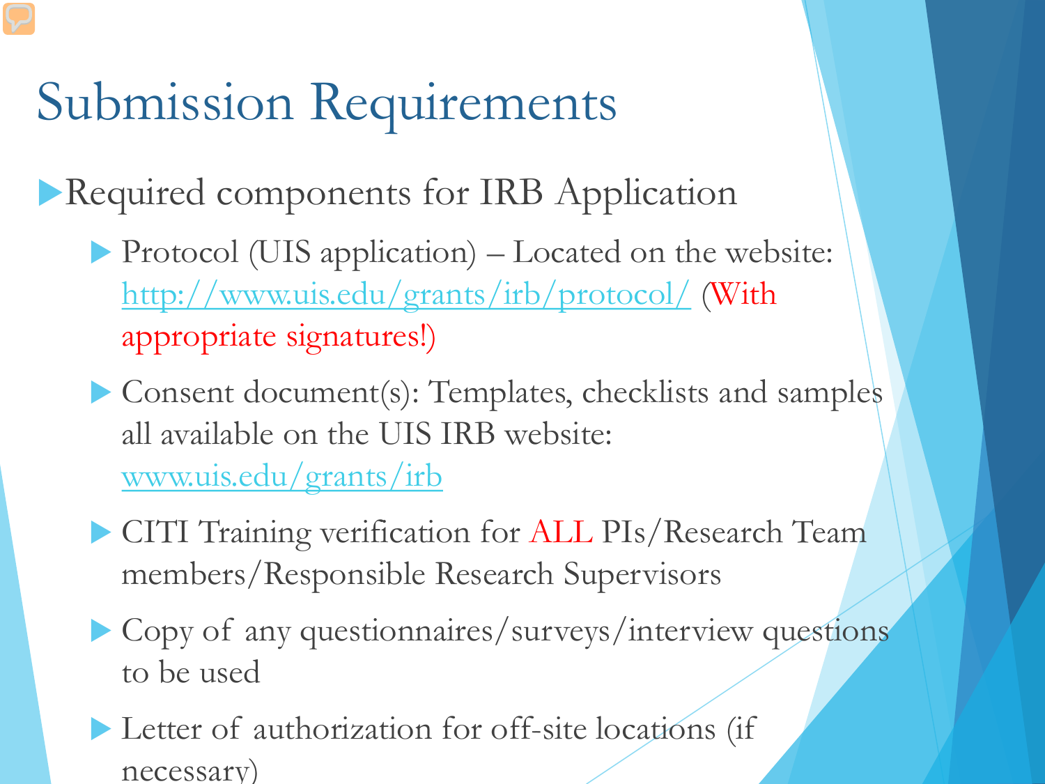# Submission Requirements

- Required components for IRB Application
  - Protocol (UIS application) – Located on the website: [http://www.uis.edu/grants/irb/protocol/](http://www.uis.edu/grants/irb/protocol/) (With appropriate signatures!)
  - Consent document(s): Templates, checklists and samples all available on the UIS IRB website: [www.uis.edu/grants/irb](www.uis.edu/grants/irb)
  - CITI Training verification for ALL PIs/Research Team members/Responsible Research Supervisors
  - Copy of any questionnaires/surveys/interview questions to be used
  - Letter of authorization for off-site locations (if necessary)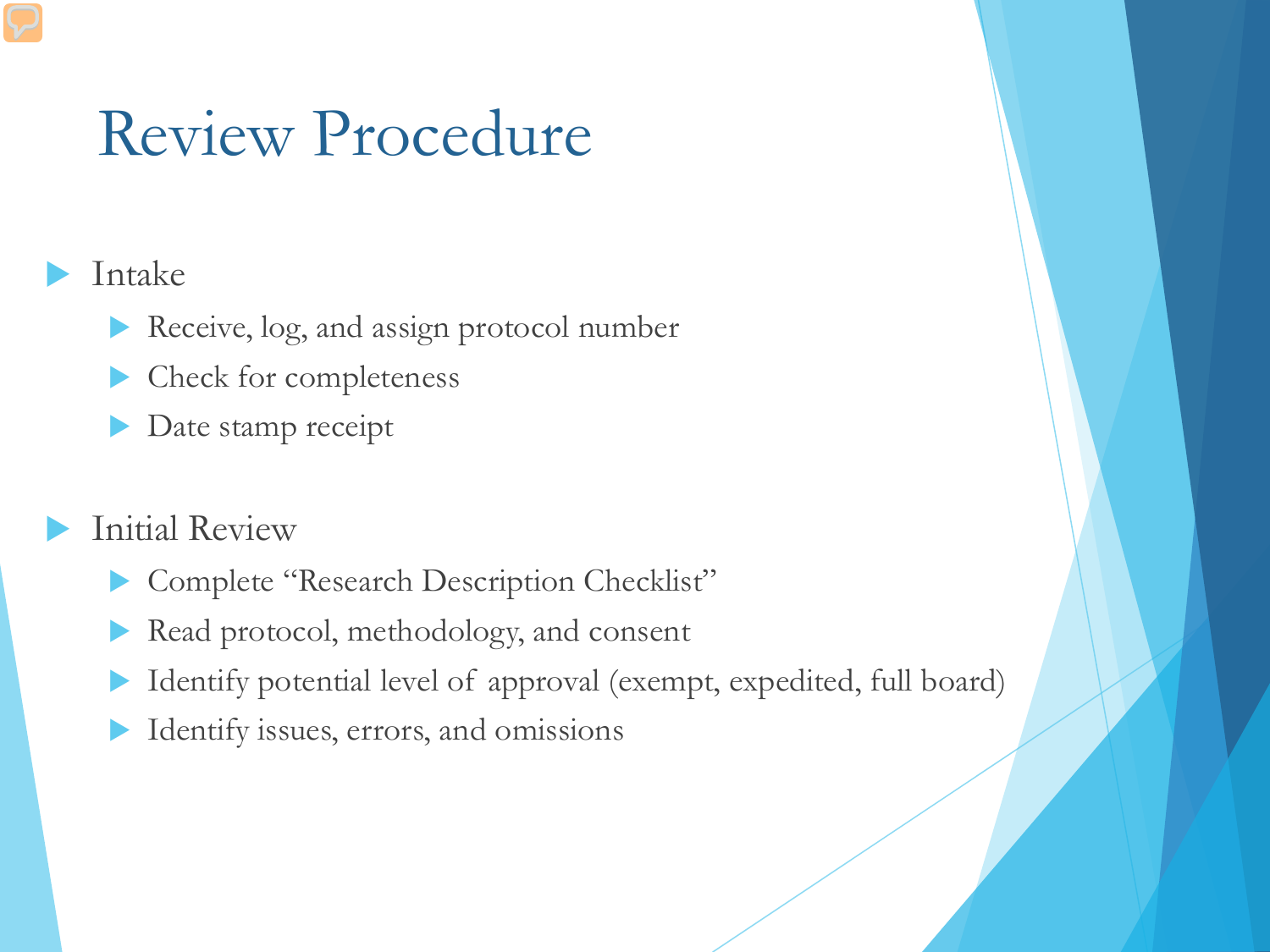# Review Procedure

- Intake
  - Receive, log, and assign protocol number
  - Check for completeness
  - Date stamp receipt
- Initial Review
  - Complete "Research Description Checklist"
  - Read protocol, methodology, and consent
  - Identify potential level of approval (exempt, expedited, full board)
  - Identify issues, errors, and omissions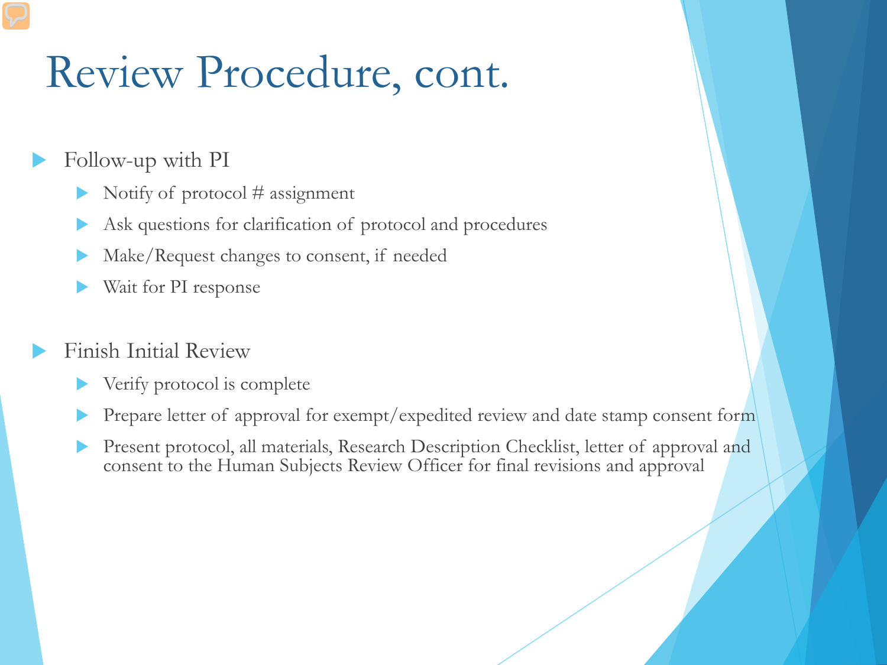# Review Procedure, cont.

- Follow-up with PI
  - Notify of protocol # assignment
  - Ask questions for clarification of protocol and procedures
  - Make/Request changes to consent, if needed
  - Wait for PI response
- Finish Initial Review
  - Verify protocol is complete
  - Prepare letter of approval for exempt/expedited review and date stamp consent form
  - Present protocol, all materials, Research Description Checklist, letter of approval and consent to the Human Subjects Review Officer for final revisions and approval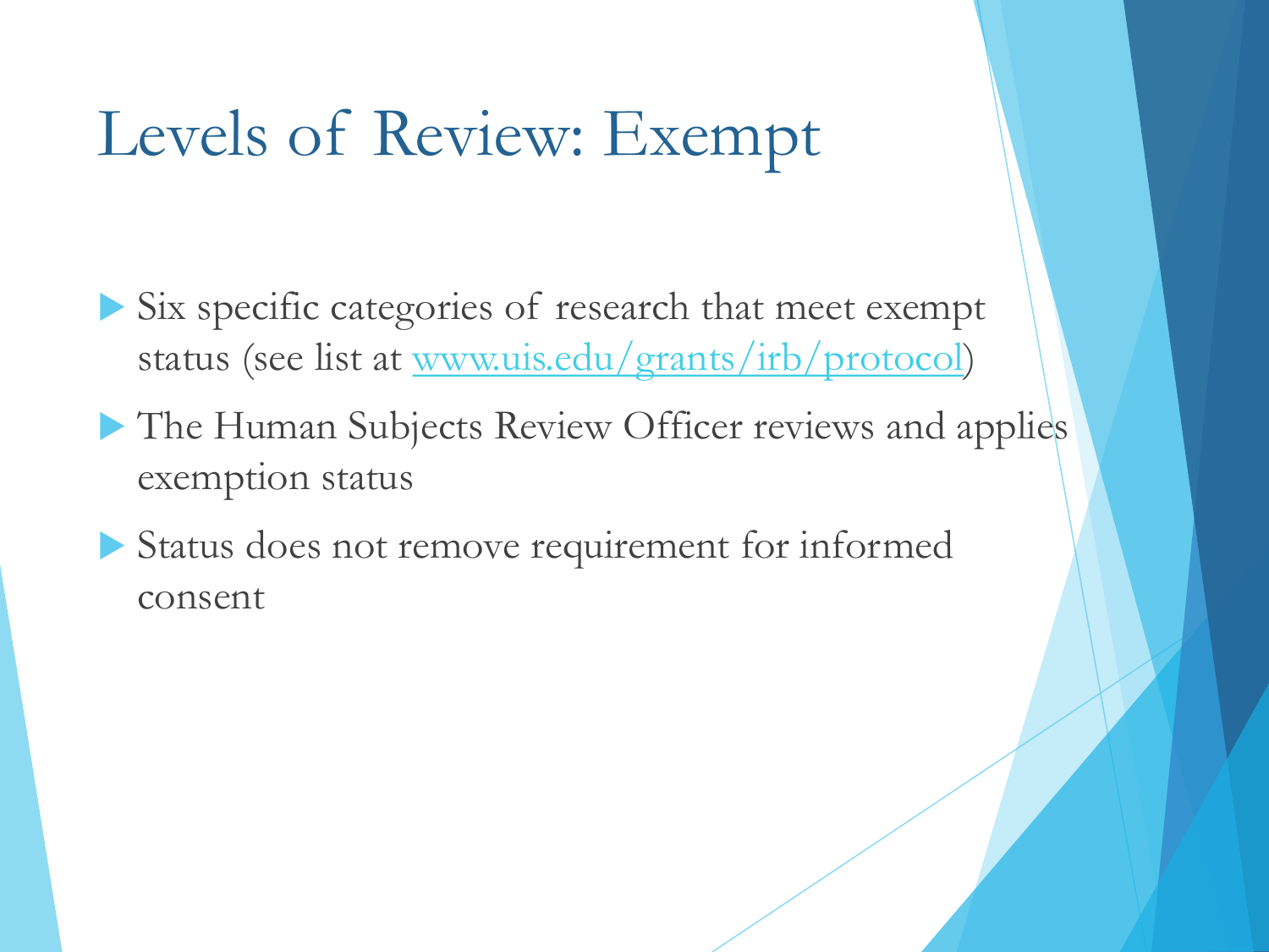# Levels of Review: Exempt

- Six specific categories of research that meet exempt status (see list at [www.uis.edu/grants/irb/protocol](www.uis.edu/grants/irb/protocol))
- The Human Subjects Review Officer reviews and applies exemption status
- Status does not remove requirement for informed consent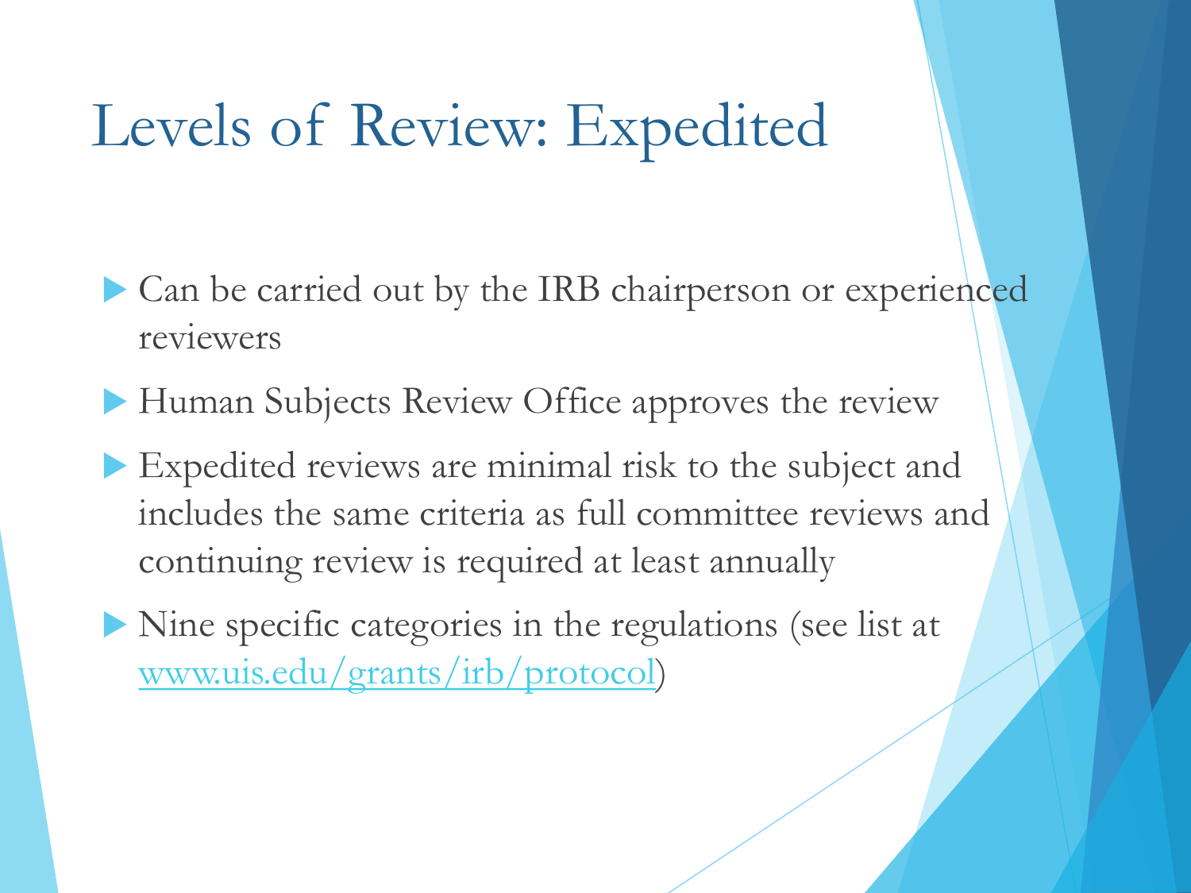# Levels of Review: Expedited

- Can be carried out by the IRB chairperson or experienced reviewers
- Human Subjects Review Office approves the review
- Expedited reviews are minimal risk to the subject and includes the same criteria as full committee reviews and continuing review is required at least annually
- Nine specific categories in the regulations (see list at www.uis.edu/grants/irb/protocol)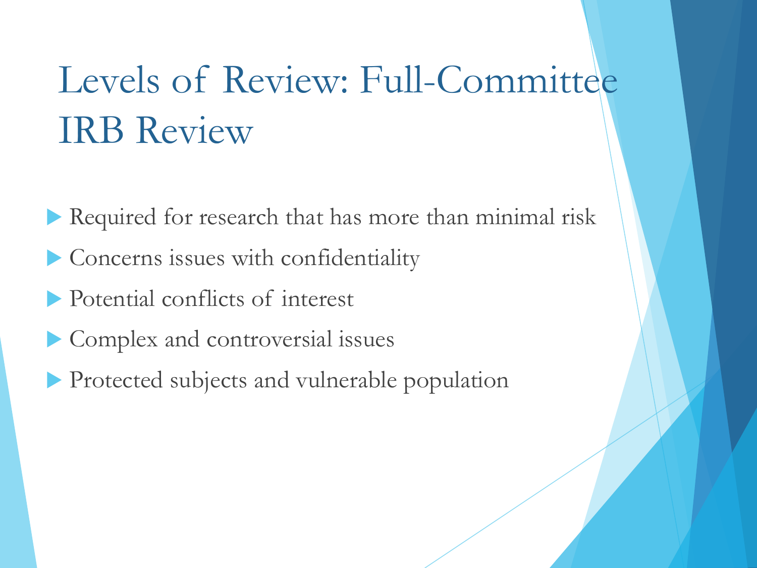# Levels of Review: Full-Committee IRB Review

- Required for research that has more than minimal risk
- Concerns issues with confidentiality
- Potential conflicts of interest
- Complex and controversial issues
- Protected subjects and vulnerable population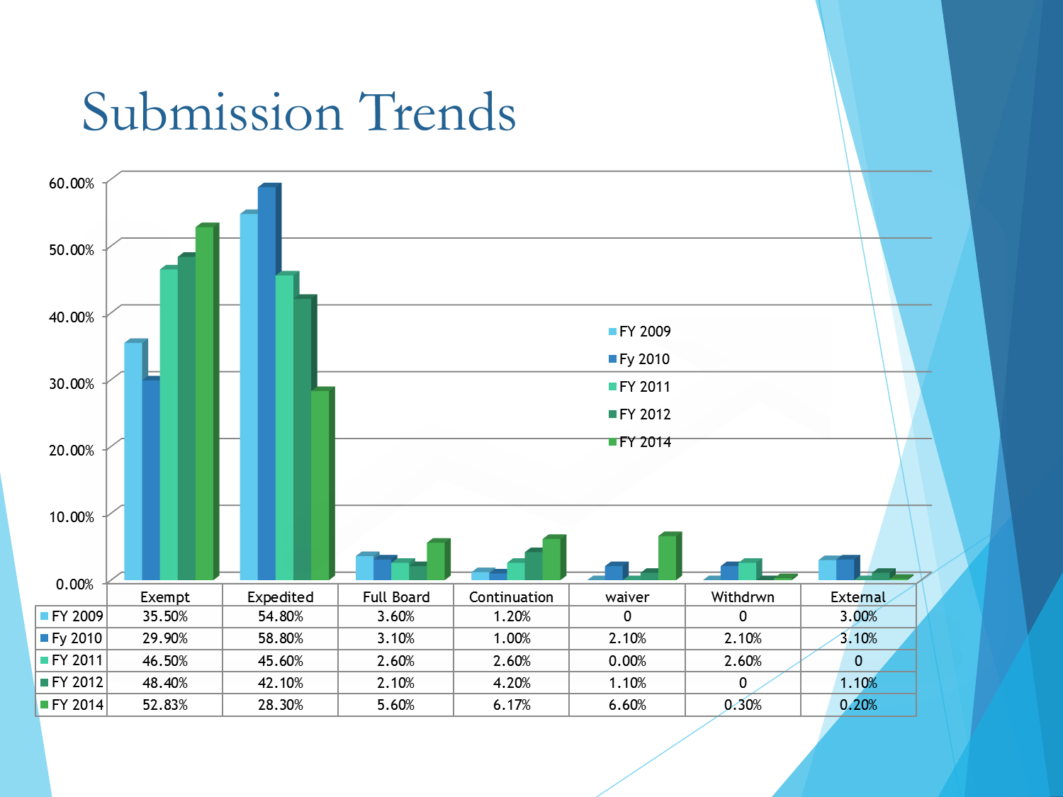# Submission Trends

| | Exempt | Expedited | Full Board | Continuation | waiver | Withdrwn | External |
|---|---|---|---|---|---|---|---|
| FY 2009 | 35.50% | 54.80% | 3.60% | 1.20% | 0 | 0 | 3.00% |
| Fy 2010 | 29.90% | 58.80% | 3.10% | 1.00% | 2.10% | 2.10% | 3.10% |
| FY 2011 | 46.50% | 45.60% | 2.60% | 2.60% | 0.00% | 2.60% | 0 |
| FY 2012 | 48.40% | 42.10% | 2.10% | 4.20% | 1.10% | 0 | 1.10% |
| FY 2014 | 52.83% | 28.30% | 5.60% | 6.17% | 6.60% | 0.30% | 0.20% |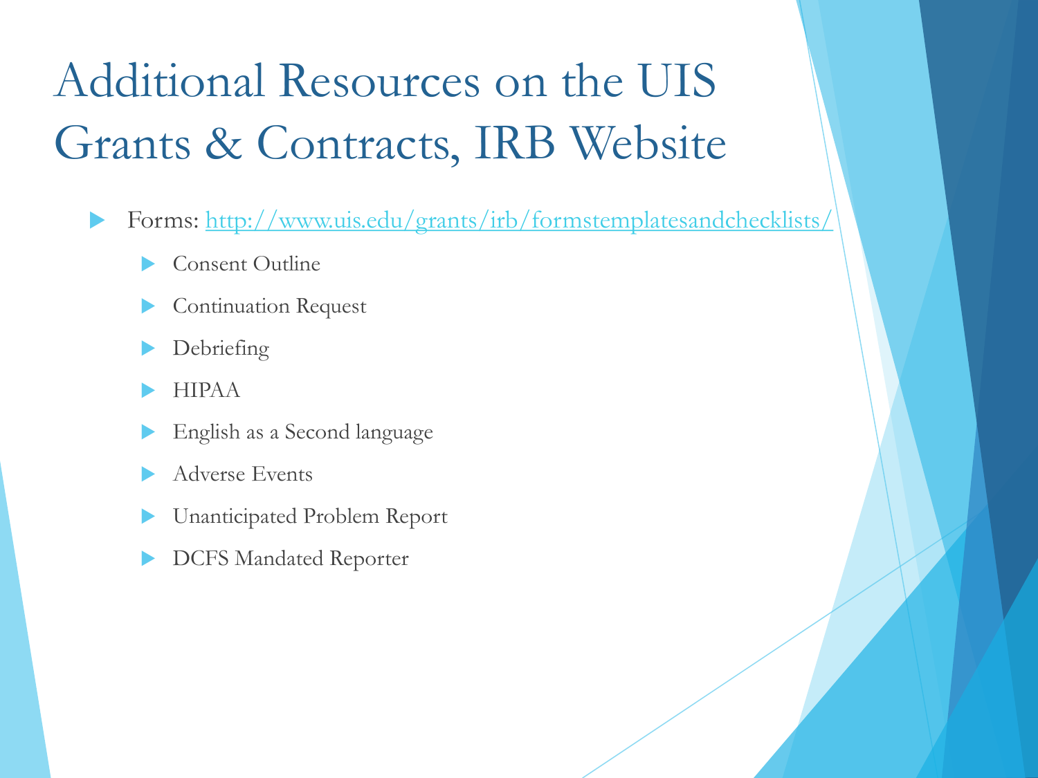# Additional Resources on the UIS Grants & Contracts, IRB Website

- Forms: http://www.uis.edu/grants/irb/formstemplatesandchecklists/
  - Consent Outline
  - Continuation Request
  - Debriefing
  - HIPAA
  - English as a Second language
  - Adverse Events
  - Unanticipated Problem Report
  - DCFS Mandated Reporter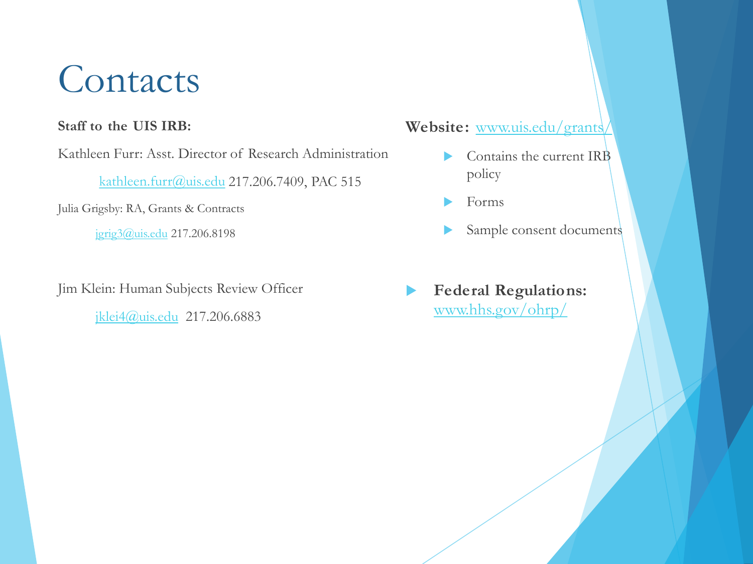# Contacts

**Staff to the UIS IRB:**

Kathleen Furr: Asst. Director of Research Administration

kathleen.furr@uis.edu 217.206.7409, PAC 515

Julia Grigsby: RA, Grants & Contracts

jgrig3@uis.edu 217.206.8198

Jim Klein: Human Subjects Review Officer

jklei4@uis.edu 217.206.6883

**Website:** www.uis.edu/grants/

- Contains the current IRB policy
- Forms
- Sample consent documents

- **Federal Regulations:** www.hhs.gov/ohrp/